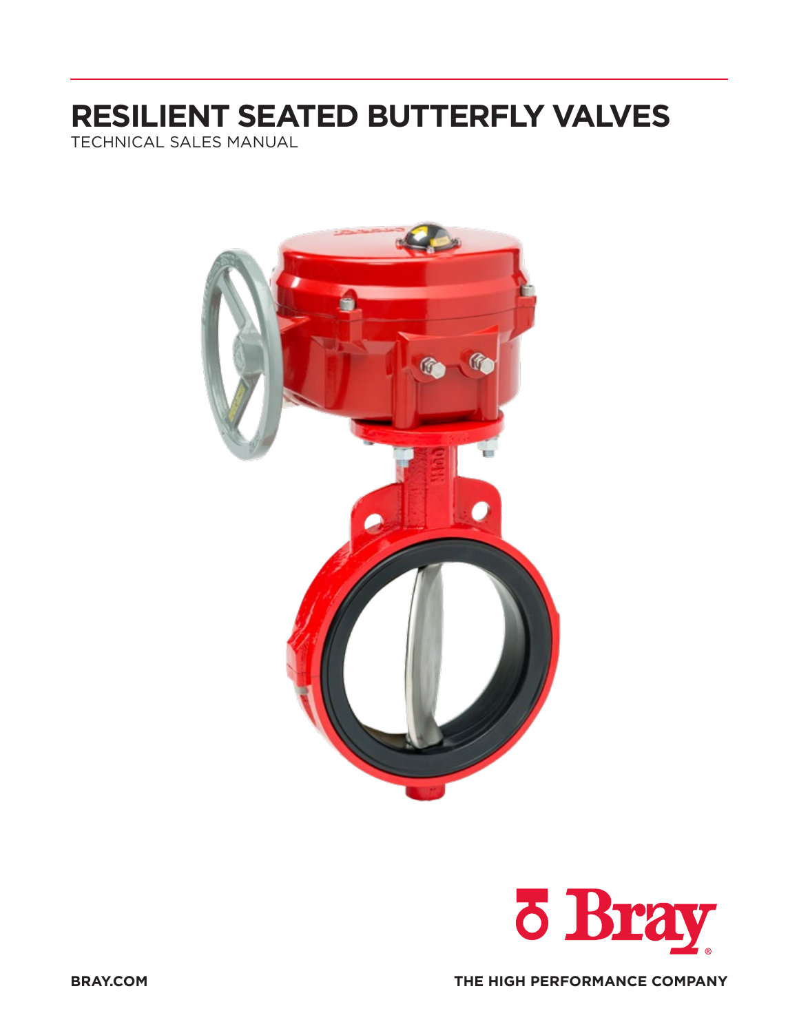# RESILIENT SEATED BUTTERFLY VALVES

TECHNICAL SALES MANUAL

Bray

BRAY.COM

THE HIGH PERFORMANCE COMPANY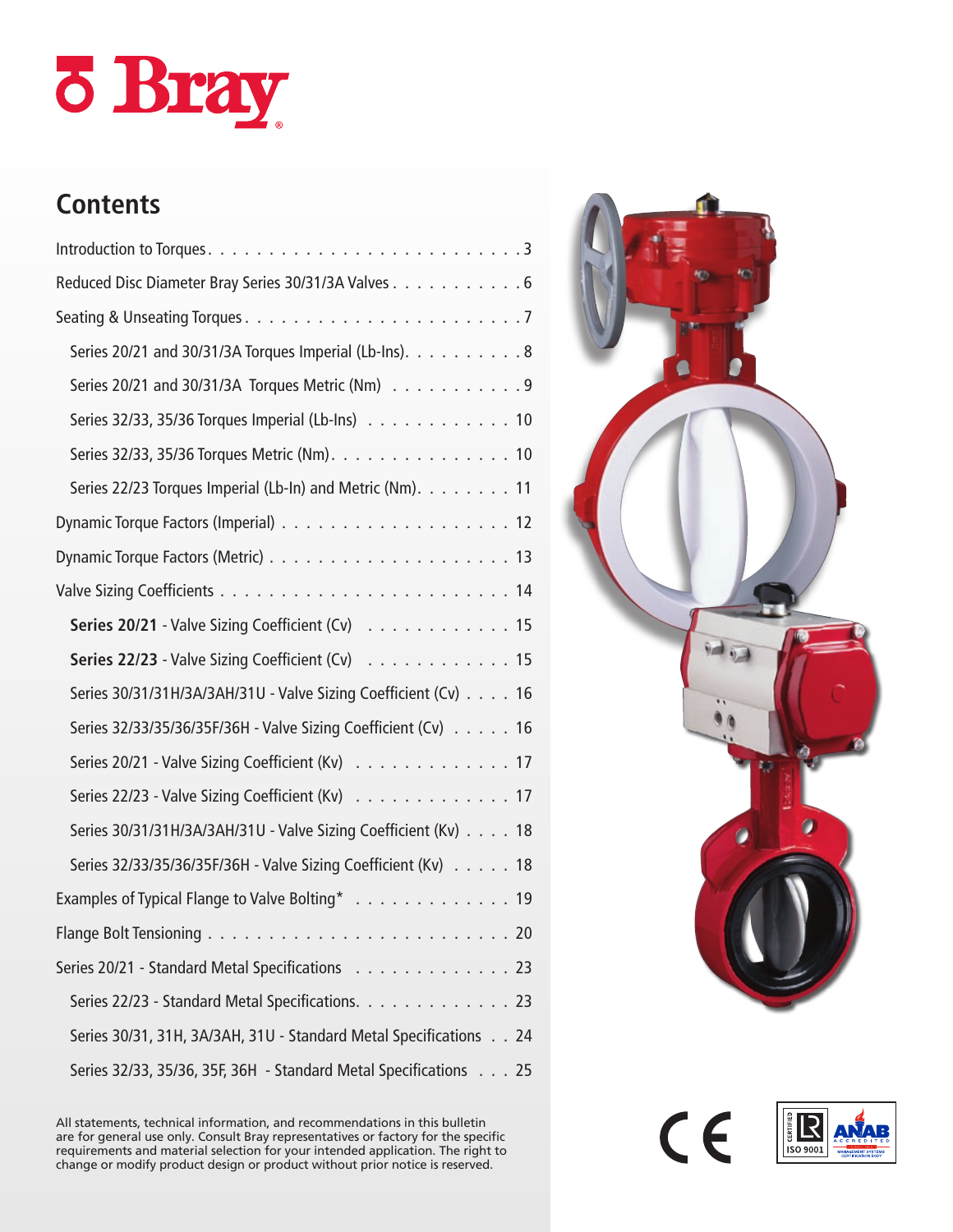# Bray

## Contents

- Introduction to Torques . . . . . . . . . . . . . . . . . . . . . . . . . 3
- Reduced Disc Diameter Bray Series 30/31/3A Valves . . . . . . . . . . 6
- Seating & Unseating Torques . . . . . . . . . . . . . . . . . . . . . . 7
  - Series 20/21 and 30/31/3A Torques Imperial (Lb-Ins). . . . . . . . . 8
  - Series 20/21 and 30/31/3A Torques Metric (Nm) . . . . . . . . . . . 9
  - Series 32/33, 35/36 Torques Imperial (Lb-Ins) . . . . . . . . . . . 10
  - Series 32/33, 35/36 Torques Metric (Nm). . . . . . . . . . . . . . . 10
  - Series 22/23 Torques Imperial (Lb-In) and Metric (Nm). . . . . . . . 11
- Dynamic Torque Factors (Imperial) . . . . . . . . . . . . . . . . . . 12
- Dynamic Torque Factors (Metric) . . . . . . . . . . . . . . . . . . . 13
- Valve Sizing Coefficients . . . . . . . . . . . . . . . . . . . . . . 14
  - **Series 20/21** - Valve Sizing Coefficient (Cv) . . . . . . . . . . . 15
  - **Series 22/23** - Valve Sizing Coefficient (Cv) . . . . . . . . . . . 15
  - Series 30/31/31H/3A/3AH/31U - Valve Sizing Coefficient (Cv) . . . . 16
  - Series 32/33/35/36/35F/36H - Valve Sizing Coefficient (Cv) . . . . . 16
  - Series 20/21 - Valve Sizing Coefficient (Kv) . . . . . . . . . . . . 17
  - Series 22/23 - Valve Sizing Coefficient (Kv) . . . . . . . . . . . . 17
  - Series 30/31/31H/3A/3AH/31U - Valve Sizing Coefficient (Kv) . . . . 18
  - Series 32/33/35/36/35F/36H - Valve Sizing Coefficient (Kv) . . . . . 18
- Examples of Typical Flange to Valve Bolting* . . . . . . . . . . . . 19
- Flange Bolt Tensioning . . . . . . . . . . . . . . . . . . . . . . . . 20
- Series 20/21 - Standard Metal Specifications . . . . . . . . . . . . 23
  - Series 22/23 - Standard Metal Specifications. . . . . . . . . . . . 23
  - Series 30/31, 31H, 3A/3AH, 31U - Standard Metal Specifications . . 24
  - Series 32/33, 35/36, 35F, 36H - Standard Metal Specifications . . . 25

All statements, technical information, and recommendations in this bulletin are for general use only. Consult Bray representatives or factory for the specific requirements and material selection for your intended application. The right to change or modify product design or product without prior notice is reserved.

CE

CERTIFIED ISO 9001 — ANAB ACCREDITED MANAGEMENT SYSTEMS CERTIFICATION BODY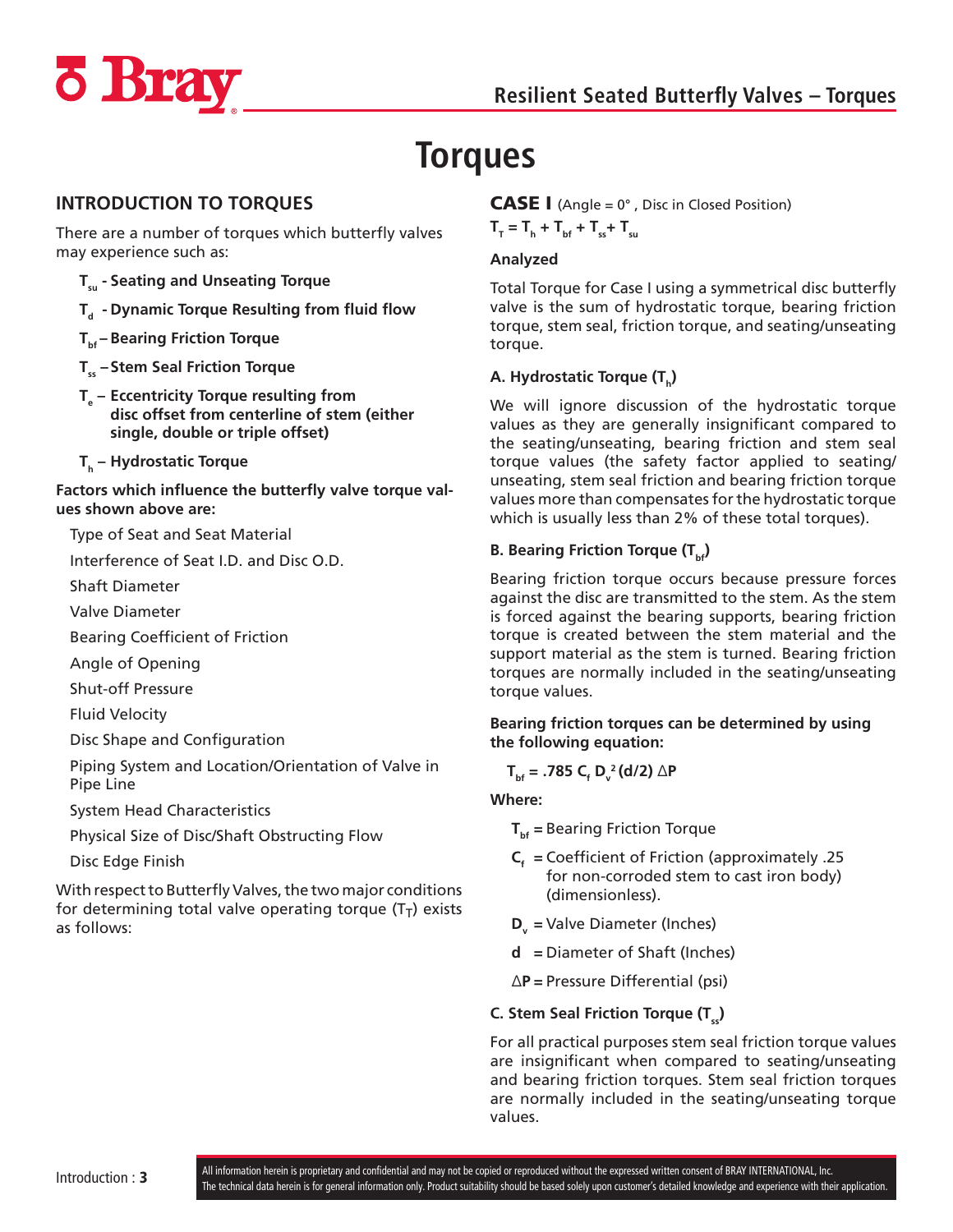# Torques

## INTRODUCTION TO TORQUES

There are a number of torques which butterfly valves may experience such as:

- **$T_{su}$ - Seating and Unseating Torque**
- **$T_d$ - Dynamic Torque Resulting from fluid flow**
- **$T_{bf}$ – Bearing Friction Torque**
- **$T_{ss}$ – Stem Seal Friction Torque**
- **$T_e$ – Eccentricity Torque resulting from disc offset from centerline of stem (either single, double or triple offset)**
- **$T_h$ – Hydrostatic Torque**

**Factors which influence the butterfly valve torque values shown above are:**

Type of Seat and Seat Material

Interference of Seat I.D. and Disc O.D.

Shaft Diameter

Valve Diameter

Bearing Coefficient of Friction

Angle of Opening

Shut-off Pressure

Fluid Velocity

Disc Shape and Configuration

Piping System and Location/Orientation of Valve in Pipe Line

System Head Characteristics

Physical Size of Disc/Shaft Obstructing Flow

Disc Edge Finish

With respect to Butterfly Valves, the two major conditions for determining total valve operating torque ($T_T$) exists as follows:

**CASE I** (Angle = 0° , Disc in Closed Position)

$$T_T = T_h + T_{bf} + T_{ss} + T_{su}$$

**Analyzed**

Total Torque for Case I using a symmetrical disc butterfly valve is the sum of hydrostatic torque, bearing friction torque, stem seal, friction torque, and seating/unseating torque.

### A. Hydrostatic Torque ($T_h$)

We will ignore discussion of the hydrostatic torque values as they are generally insignificant compared to the seating/unseating, bearing friction and stem seal torque values (the safety factor applied to seating/ unseating, stem seal friction and bearing friction torque values more than compensates for the hydrostatic torque which is usually less than 2% of these total torques).

### B. Bearing Friction Torque ($T_{bf}$)

Bearing friction torque occurs because pressure forces against the disc are transmitted to the stem. As the stem is forced against the bearing supports, bearing friction torque is created between the stem material and the support material as the stem is turned. Bearing friction torques are normally included in the seating/unseating torque values.

**Bearing friction torques can be determined by using the following equation:**

$$T_{bf} = .785\ C_f\ D_v^{\,2}\ (d/2)\ \Delta P$$

**Where:**

- $T_{bf}$ = Bearing Friction Torque
- $C_f$ = Coefficient of Friction (approximately .25 for non-corroded stem to cast iron body) (dimensionless).
- $D_v$ = Valve Diameter (Inches)
- $d$ = Diameter of Shaft (Inches)
- $\Delta P$ = Pressure Differential (psi)

### C. Stem Seal Friction Torque ($T_{ss}$)

For all practical purposes stem seal friction torque values are insignificant when compared to seating/unseating and bearing friction torques. Stem seal friction torques are normally included in the seating/unseating torque values.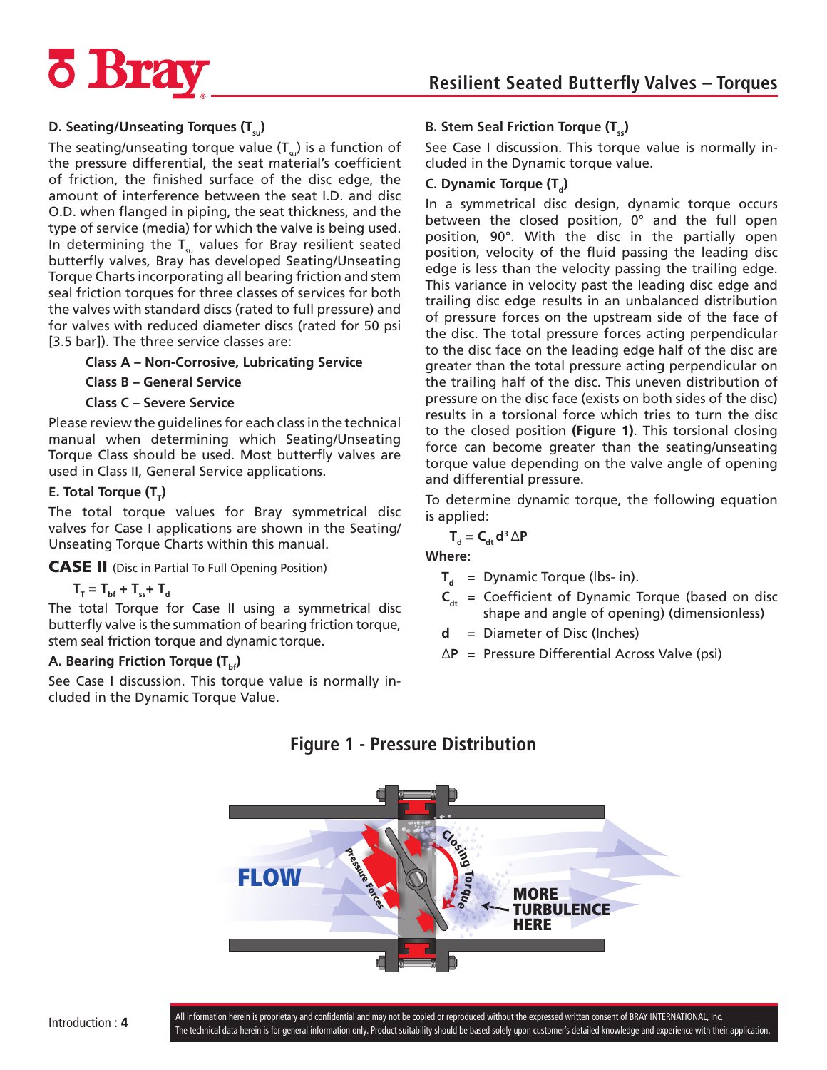### D. Seating/Unseating Torques ($T_{su}$)

The seating/unseating torque value ($T_{su}$) is a function of the pressure differential, the seat material's coefficient of friction, the finished surface of the disc edge, the amount of interference between the seat I.D. and disc O.D. when flanged in piping, the seat thickness, and the type of service (media) for which the valve is being used. In determining the $T_{su}$ values for Bray resilient seated butterfly valves, Bray has developed Seating/Unseating Torque Charts incorporating all bearing friction and stem seal friction torques for three classes of services for both the valves with standard discs (rated to full pressure) and for valves with reduced diameter discs (rated for 50 psi [3.5 bar]). The three service classes are:

**Class A – Non-Corrosive, Lubricating Service**

**Class B – General Service**

**Class C – Severe Service**

Please review the guidelines for each class in the technical manual when determining which Seating/Unseating Torque Class should be used. Most butterfly valves are used in Class II, General Service applications.

### E. Total Torque ($T_T$)

The total torque values for Bray symmetrical disc valves for Case I applications are shown in the Seating/Unseating Torque Charts within this manual.

## CASE II (Disc in Partial To Full Opening Position)

$$T_T = T_{bf} + T_{ss} + T_d$$

The total Torque for Case II using a symmetrical disc butterfly valve is the summation of bearing friction torque, stem seal friction torque and dynamic torque.

### A. Bearing Friction Torque ($T_{bf}$)

See Case I discussion. This torque value is normally included in the Dynamic Torque Value.

### B. Stem Seal Friction Torque ($T_{ss}$)

See Case I discussion. This torque value is normally included in the Dynamic torque value.

### C. Dynamic Torque ($T_d$)

In a symmetrical disc design, dynamic torque occurs between the closed position, 0° and the full open position, 90°. With the disc in the partially open position, velocity of the fluid passing the leading disc edge is less than the velocity passing the trailing edge. This variance in velocity past the leading disc edge and trailing disc edge results in an unbalanced distribution of pressure forces on the upstream side of the face of the disc. The total pressure forces acting perpendicular to the disc face on the leading edge half of the disc are greater than the total pressure acting perpendicular on the trailing half of the disc. This uneven distribution of pressure on the disc face (exists on both sides of the disc) results in a torsional force which tries to turn the disc to the closed position **(Figure 1)**. This torsional closing force can become greater than the seating/unseating torque value depending on the valve angle of opening and differential pressure.

To determine dynamic torque, the following equation is applied:

$$T_d = C_{dt} d^3 \Delta P$$

**Where:**

- $T_d$ = Dynamic Torque (lbs- in).
- $C_{dt}$ = Coefficient of Dynamic Torque (based on disc shape and angle of opening) (dimensionless)
- **d** = Diameter of Disc (Inches)
- $\Delta P$ = Pressure Differential Across Valve (psi)

**Figure 1 - Pressure Distribution**

All information herein is proprietary and confidential and may not be copied or reproduced without the expressed written consent of BRAY INTERNATIONAL, Inc.
The technical data herein is for general information only. Product suitability should be based solely upon customer's detailed knowledge and experience with their application.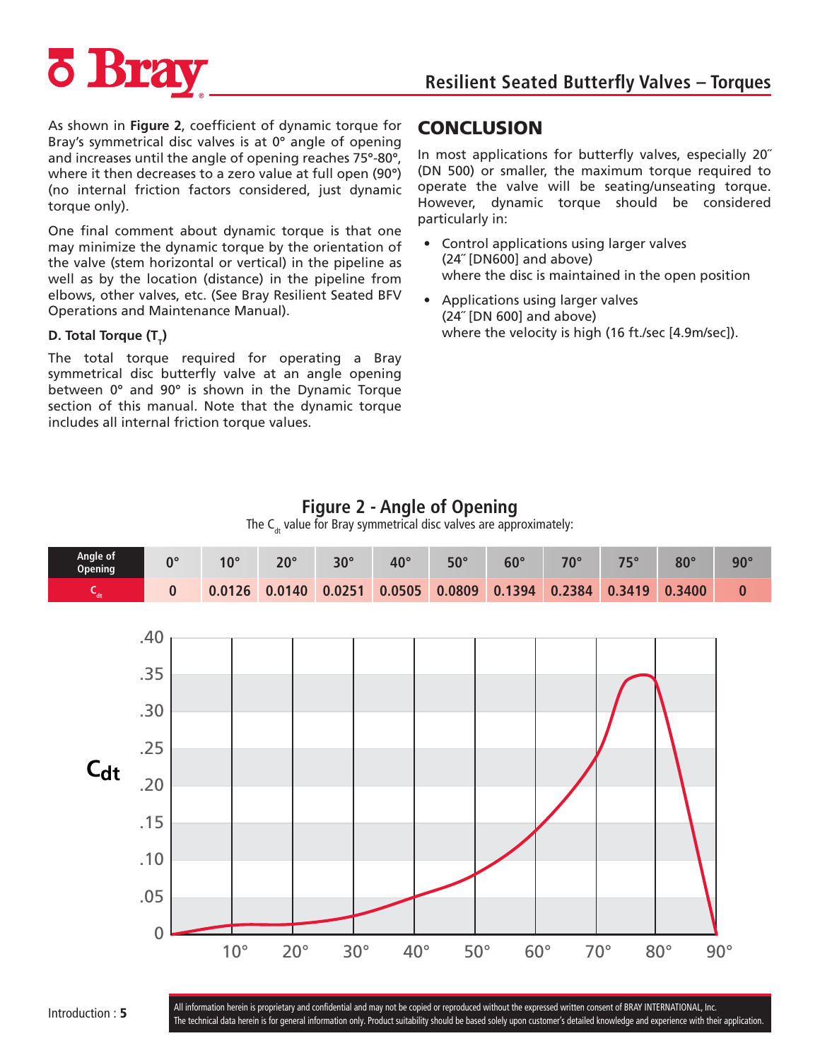As shown in **Figure 2**, coefficient of dynamic torque for Bray's symmetrical disc valves is at 0° angle of opening and increases until the angle of opening reaches 75°-80°, where it then decreases to a zero value at full open (90°) (no internal friction factors considered, just dynamic torque only).

One final comment about dynamic torque is that one may minimize the dynamic torque by the orientation of the valve (stem horizontal or vertical) in the pipeline as well as by the location (distance) in the pipeline from elbows, other valves, etc. (See Bray Resilient Seated BFV Operations and Maintenance Manual).

#### D. Total Torque ($T_T$)

The total torque required for operating a Bray symmetrical disc butterfly valve at an angle opening between 0° and 90° is shown in the Dynamic Torque section of this manual. Note that the dynamic torque includes all internal friction torque values.

## CONCLUSION

In most applications for butterfly valves, especially 20˝ (DN 500) or smaller, the maximum torque required to operate the valve will be seating/unseating torque. However, dynamic torque should be considered particularly in:

- Control applications using larger valves (24˝ [DN600] and above) where the disc is maintained in the open position
- Applications using larger valves (24˝ [DN 600] and above) where the velocity is high (16 ft./sec [4.9m/sec]).

### Figure 2 - Angle of Opening

The $C_{dt}$ value for Bray symmetrical disc valves are approximately:

| Angle of Opening | 0° | 10° | 20° | 30° | 40° | 50° | 60° | 70° | 75° | 80° | 90° |
|---|---|---|---|---|---|---|---|---|---|---|---|
| $C_{dt}$ | 0 | 0.0126 | 0.0140 | 0.0251 | 0.0505 | 0.0809 | 0.1394 | 0.2384 | 0.3419 | 0.3400 | 0 |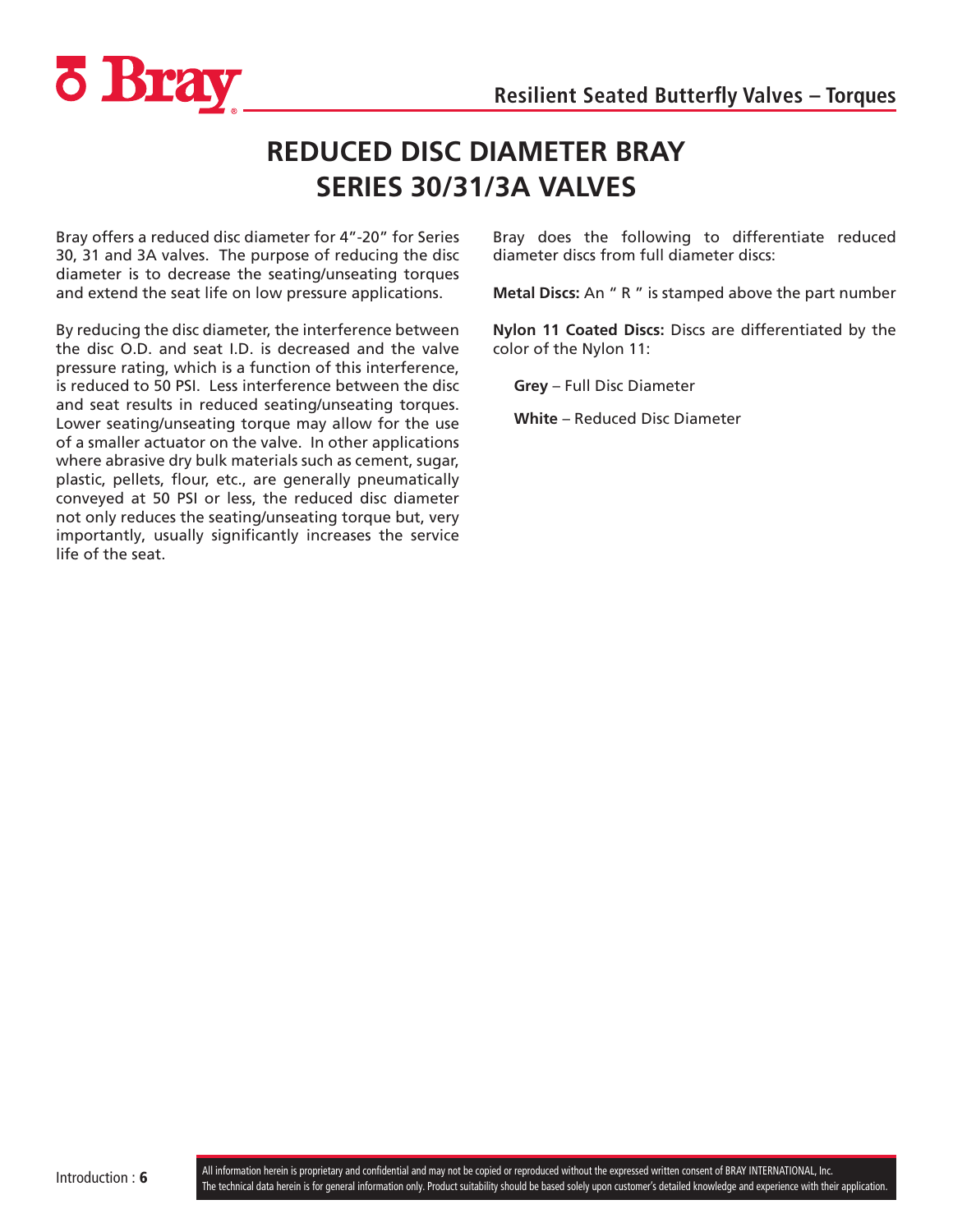# REDUCED DISC DIAMETER BRAY SERIES 30/31/3A VALVES

Bray offers a reduced disc diameter for 4"-20" for Series 30, 31 and 3A valves. The purpose of reducing the disc diameter is to decrease the seating/unseating torques and extend the seat life on low pressure applications.

By reducing the disc diameter, the interference between the disc O.D. and seat I.D. is decreased and the valve pressure rating, which is a function of this interference, is reduced to 50 PSI. Less interference between the disc and seat results in reduced seating/unseating torques. Lower seating/unseating torque may allow for the use of a smaller actuator on the valve. In other applications where abrasive dry bulk materials such as cement, sugar, plastic, pellets, flour, etc., are generally pneumatically conveyed at 50 PSI or less, the reduced disc diameter not only reduces the seating/unseating torque but, very importantly, usually significantly increases the service life of the seat.

Bray does the following to differentiate reduced diameter discs from full diameter discs:

**Metal Discs:** An " R " is stamped above the part number

**Nylon 11 Coated Discs:** Discs are differentiated by the color of the Nylon 11:

- **Grey** – Full Disc Diameter
- **White** – Reduced Disc Diameter

All information herein is proprietary and confidential and may not be copied or reproduced without the expressed written consent of BRAY INTERNATIONAL, Inc.
The technical data herein is for general information only. Product suitability should be based solely upon customer's detailed knowledge and experience with their application.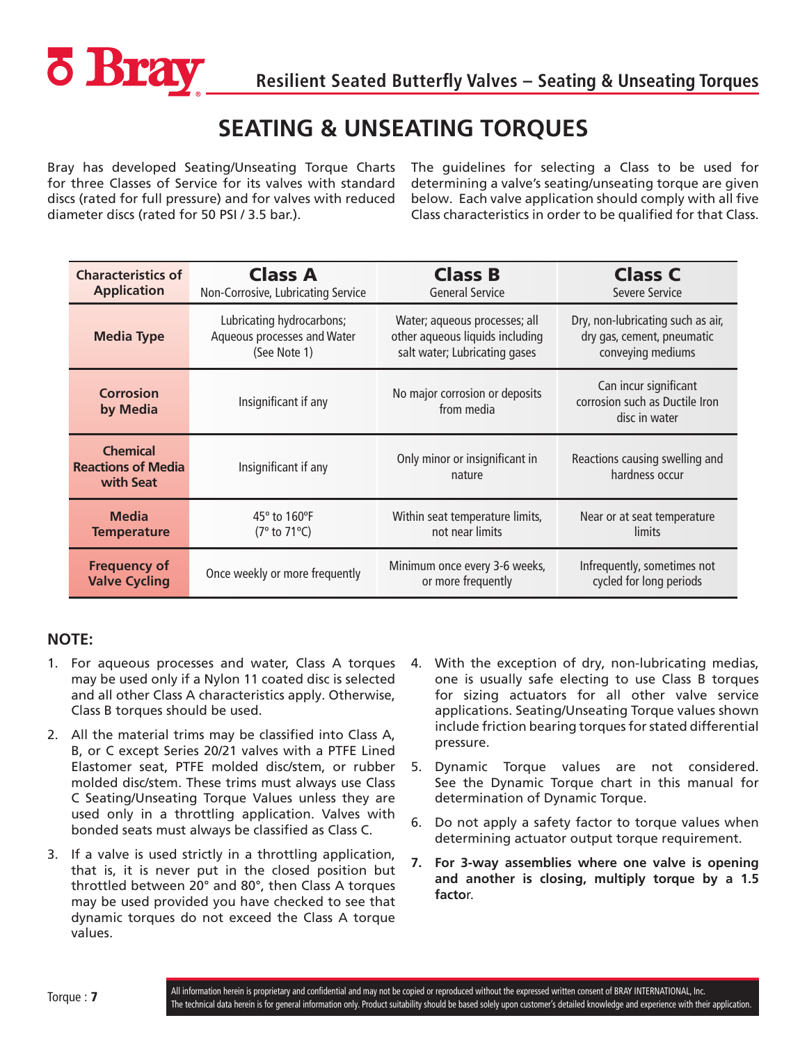# SEATING & UNSEATING TORQUES

Bray has developed Seating/Unseating Torque Charts for three Classes of Service for its valves with standard discs (rated for full pressure) and for valves with reduced diameter discs (rated for 50 PSI / 3.5 bar.).

The guidelines for selecting a Class to be used for determining a valve's seating/unseating torque are given below. Each valve application should comply with all five Class characteristics in order to be qualified for that Class.

| Characteristics of Application | Class A<br>Non-Corrosive, Lubricating Service | Class B<br>General Service | Class C<br>Severe Service |
|---|---|---|---|
| **Media Type** | Lubricating hydrocarbons; Aqueous processes and Water (See Note 1) | Water; aqueous processes; all other aqueous liquids including salt water; Lubricating gases | Dry, non-lubricating such as air, dry gas, cement, pneumatic conveying mediums |
| **Corrosion by Media** | Insignificant if any | No major corrosion or deposits from media | Can incur significant corrosion such as Ductile Iron disc in water |
| **Chemical Reactions of Media with Seat** | Insignificant if any | Only minor or insignificant in nature | Reactions causing swelling and hardness occur |
| **Media Temperature** | 45° to 160°F (7° to 71°C) | Within seat temperature limits, not near limits | Near or at seat temperature limits |
| **Frequency of Valve Cycling** | Once weekly or more frequently | Minimum once every 3-6 weeks, or more frequently | Infrequently, sometimes not cycled for long periods |

**NOTE:**

1. For aqueous processes and water, Class A torques may be used only if a Nylon 11 coated disc is selected and all other Class A characteristics apply. Otherwise, Class B torques should be used.
2. All the material trims may be classified into Class A, B, or C except Series 20/21 valves with a PTFE Lined Elastomer seat, PTFE molded disc/stem, or rubber molded disc/stem. These trims must always use Class C Seating/Unseating Torque Values unless they are used only in a throttling application. Valves with bonded seats must always be classified as Class C.
3. If a valve is used strictly in a throttling application, that is, it is never put in the closed position but throttled between 20° and 80°, then Class A torques may be used provided you have checked to see that dynamic torques do not exceed the Class A torque values.
4. With the exception of dry, non-lubricating medias, one is usually safe electing to use Class B torques for sizing actuators for all other valve service applications. Seating/Unseating Torque values shown include friction bearing torques for stated differential pressure.
5. Dynamic Torque values are not considered. See the Dynamic Torque chart in this manual for determination of Dynamic Torque.
6. Do not apply a safety factor to torque values when determining actuator output torque requirement.
7. **For 3-way assemblies where one valve is opening and another is closing, multiply torque by a 1.5 factor**.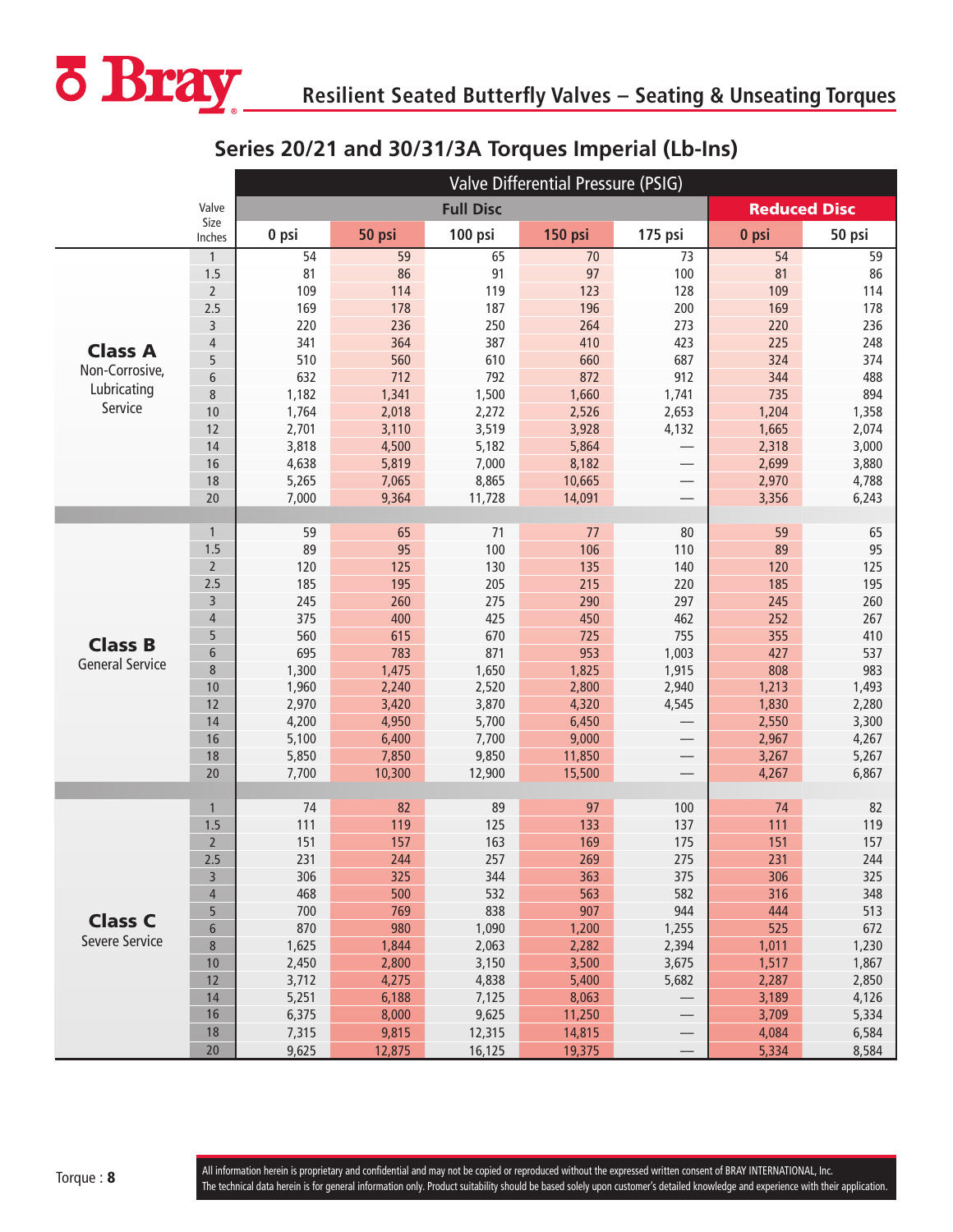# Resilient Seated Butterfly Valves – Seating & Unseating Torques

## Series 20/21 and 30/31/3A Torques Imperial (Lb-Ins)

| | Valve Size Inches | Valve Differential Pressure (PSIG) | | | | | | |
|---|---|---|---|---|---|---|---|---|
| | | Full Disc | | | | | Reduced Disc | |
| | | 0 psi | 50 psi | 100 psi | 150 psi | 175 psi | 0 psi | 50 psi |
| **Class A** Non-Corrosive, Lubricating Service | 1 | 54 | 59 | 65 | 70 | 73 | 54 | 59 |
| | 1.5 | 81 | 86 | 91 | 97 | 100 | 81 | 86 |
| | 2 | 109 | 114 | 119 | 123 | 128 | 109 | 114 |
| | 2.5 | 169 | 178 | 187 | 196 | 200 | 169 | 178 |
| | 3 | 220 | 236 | 250 | 264 | 273 | 220 | 236 |
| | 4 | 341 | 364 | 387 | 410 | 423 | 225 | 248 |
| | 5 | 510 | 560 | 610 | 660 | 687 | 324 | 374 |
| | 6 | 632 | 712 | 792 | 872 | 912 | 344 | 488 |
| | 8 | 1,182 | 1,341 | 1,500 | 1,660 | 1,741 | 735 | 894 |
| | 10 | 1,764 | 2,018 | 2,272 | 2,526 | 2,653 | 1,204 | 1,358 |
| | 12 | 2,701 | 3,110 | 3,519 | 3,928 | 4,132 | 1,665 | 2,074 |
| | 14 | 3,818 | 4,500 | 5,182 | 5,864 | — | 2,318 | 3,000 |
| | 16 | 4,638 | 5,819 | 7,000 | 8,182 | — | 2,699 | 3,880 |
| | 18 | 5,265 | 7,065 | 8,865 | 10,665 | — | 2,970 | 4,788 |
| | 20 | 7,000 | 9,364 | 11,728 | 14,091 | — | 3,356 | 6,243 |
| **Class B** General Service | 1 | 59 | 65 | 71 | 77 | 80 | 59 | 65 |
| | 1.5 | 89 | 95 | 100 | 106 | 110 | 89 | 95 |
| | 2 | 120 | 125 | 130 | 135 | 140 | 120 | 125 |
| | 2.5 | 185 | 195 | 205 | 215 | 220 | 185 | 195 |
| | 3 | 245 | 260 | 275 | 290 | 297 | 245 | 260 |
| | 4 | 375 | 400 | 425 | 450 | 462 | 252 | 267 |
| | 5 | 560 | 615 | 670 | 725 | 755 | 355 | 410 |
| | 6 | 695 | 783 | 871 | 953 | 1,003 | 427 | 537 |
| | 8 | 1,300 | 1,475 | 1,650 | 1,825 | 1,915 | 808 | 983 |
| | 10 | 1,960 | 2,240 | 2,520 | 2,800 | 2,940 | 1,213 | 1,493 |
| | 12 | 2,970 | 3,420 | 3,870 | 4,320 | 4,545 | 1,830 | 2,280 |
| | 14 | 4,200 | 4,950 | 5,700 | 6,450 | — | 2,550 | 3,300 |
| | 16 | 5,100 | 6,400 | 7,700 | 9,000 | — | 2,967 | 4,267 |
| | 18 | 5,850 | 7,850 | 9,850 | 11,850 | — | 3,267 | 5,267 |
| | 20 | 7,700 | 10,300 | 12,900 | 15,500 | — | 4,267 | 6,867 |
| **Class C** Severe Service | 1 | 74 | 82 | 89 | 97 | 100 | 74 | 82 |
| | 1.5 | 111 | 119 | 125 | 133 | 137 | 111 | 119 |
| | 2 | 151 | 157 | 163 | 169 | 175 | 151 | 157 |
| | 2.5 | 231 | 244 | 257 | 269 | 275 | 231 | 244 |
| | 3 | 306 | 325 | 344 | 363 | 375 | 306 | 325 |
| | 4 | 468 | 500 | 532 | 563 | 582 | 316 | 348 |
| | 5 | 700 | 769 | 838 | 907 | 944 | 444 | 513 |
| | 6 | 870 | 980 | 1,090 | 1,200 | 1,255 | 525 | 672 |
| | 8 | 1,625 | 1,844 | 2,063 | 2,282 | 2,394 | 1,011 | 1,230 |
| | 10 | 2,450 | 2,800 | 3,150 | 3,500 | 3,675 | 1,517 | 1,867 |
| | 12 | 3,712 | 4,275 | 4,838 | 5,400 | 5,682 | 2,287 | 2,850 |
| | 14 | 5,251 | 6,188 | 7,125 | 8,063 | — | 3,189 | 4,126 |
| | 16 | 6,375 | 8,000 | 9,625 | 11,250 | — | 3,709 | 5,334 |
| | 18 | 7,315 | 9,815 | 12,315 | 14,815 | — | 4,084 | 6,584 |
| | 20 | 9,625 | 12,875 | 16,125 | 19,375 | — | 5,334 | 8,584 |

All information herein is proprietary and confidential and may not be copied or reproduced without the expressed written consent of BRAY INTERNATIONAL, Inc.
The technical data herein is for general information only. Product suitability should be based solely upon customer's detailed knowledge and experience with their application.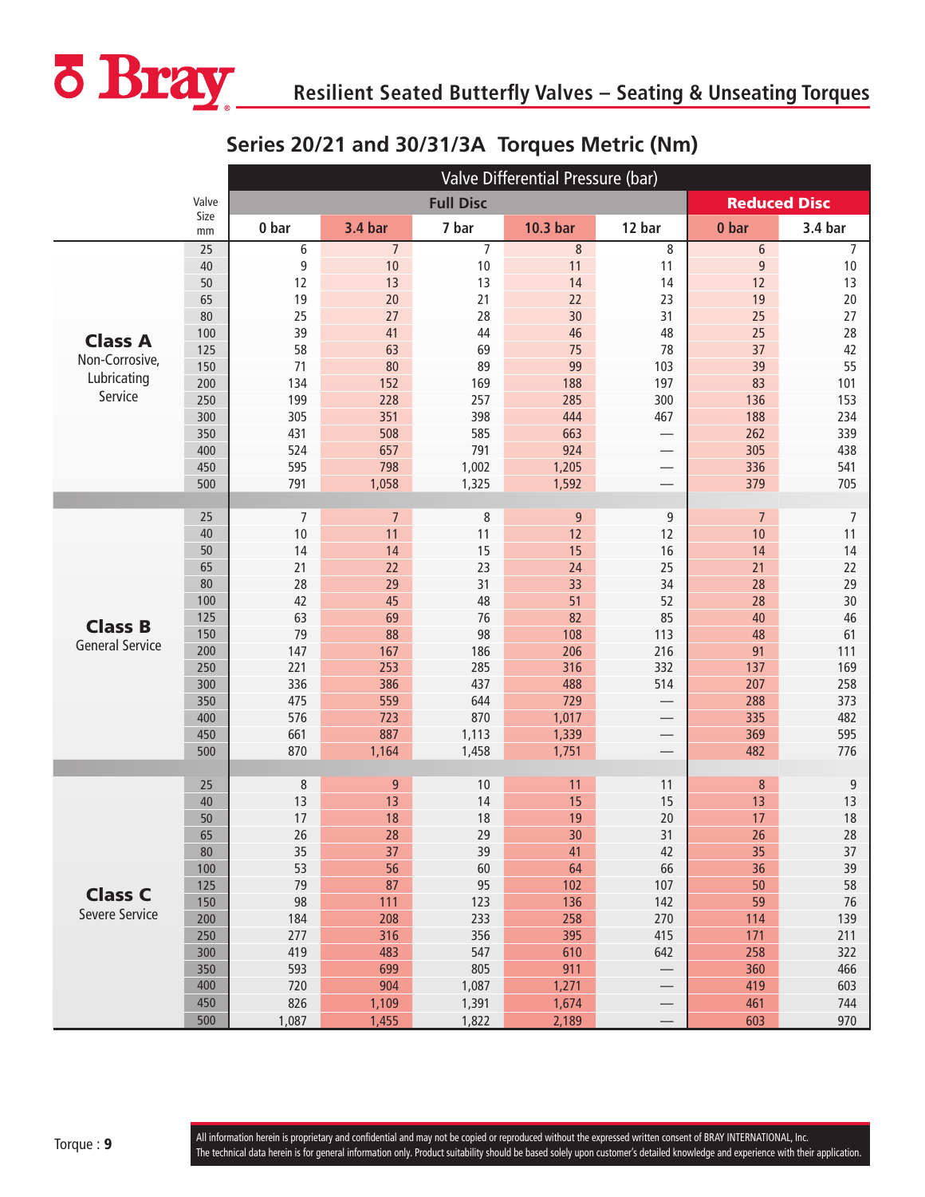## Resilient Seated Butterfly Valves – Seating & Unseating Torques

### Series 20/21 and 30/31/3A Torques Metric (Nm)

| | Valve Size mm | Valve Differential Pressure (bar) | | | | | | |
|---|---|---|---|---|---|---|---|---|
| | | Full Disc | | | | | Reduced Disc | |
| | | 0 bar | 3.4 bar | 7 bar | 10.3 bar | 12 bar | 0 bar | 3.4 bar |
| **Class A** Non-Corrosive, Lubricating Service | 25 | 6 | 7 | 7 | 8 | 8 | 6 | 7 |
| | 40 | 9 | 10 | 10 | 11 | 11 | 9 | 10 |
| | 50 | 12 | 13 | 13 | 14 | 14 | 12 | 13 |
| | 65 | 19 | 20 | 21 | 22 | 23 | 19 | 20 |
| | 80 | 25 | 27 | 28 | 30 | 31 | 25 | 27 |
| | 100 | 39 | 41 | 44 | 46 | 48 | 25 | 28 |
| | 125 | 58 | 63 | 69 | 75 | 78 | 37 | 42 |
| | 150 | 71 | 80 | 89 | 99 | 103 | 39 | 55 |
| | 200 | 134 | 152 | 169 | 188 | 197 | 83 | 101 |
| | 250 | 199 | 228 | 257 | 285 | 300 | 136 | 153 |
| | 300 | 305 | 351 | 398 | 444 | 467 | 188 | 234 |
| | 350 | 431 | 508 | 585 | 663 | — | 262 | 339 |
| | 400 | 524 | 657 | 791 | 924 | — | 305 | 438 |
| | 450 | 595 | 798 | 1,002 | 1,205 | — | 336 | 541 |
| | 500 | 791 | 1,058 | 1,325 | 1,592 | — | 379 | 705 |
| **Class B** General Service | 25 | 7 | 7 | 8 | 9 | 9 | 7 | 7 |
| | 40 | 10 | 11 | 11 | 12 | 12 | 10 | 11 |
| | 50 | 14 | 14 | 15 | 15 | 16 | 14 | 14 |
| | 65 | 21 | 22 | 23 | 24 | 25 | 21 | 22 |
| | 80 | 28 | 29 | 31 | 33 | 34 | 28 | 29 |
| | 100 | 42 | 45 | 48 | 51 | 52 | 28 | 30 |
| | 125 | 63 | 69 | 76 | 82 | 85 | 40 | 46 |
| | 150 | 79 | 88 | 98 | 108 | 113 | 48 | 61 |
| | 200 | 147 | 167 | 186 | 206 | 216 | 91 | 111 |
| | 250 | 221 | 253 | 285 | 316 | 332 | 137 | 169 |
| | 300 | 336 | 386 | 437 | 488 | 514 | 207 | 258 |
| | 350 | 475 | 559 | 644 | 729 | — | 288 | 373 |
| | 400 | 576 | 723 | 870 | 1,017 | — | 335 | 482 |
| | 450 | 661 | 887 | 1,113 | 1,339 | — | 369 | 595 |
| | 500 | 870 | 1,164 | 1,458 | 1,751 | — | 482 | 776 |
| **Class C** Severe Service | 25 | 8 | 9 | 10 | 11 | 11 | 8 | 9 |
| | 40 | 13 | 13 | 14 | 15 | 15 | 13 | 13 |
| | 50 | 17 | 18 | 18 | 19 | 20 | 17 | 18 |
| | 65 | 26 | 28 | 29 | 30 | 31 | 26 | 28 |
| | 80 | 35 | 37 | 39 | 41 | 42 | 35 | 37 |
| | 100 | 53 | 56 | 60 | 64 | 66 | 36 | 39 |
| | 125 | 79 | 87 | 95 | 102 | 107 | 50 | 58 |
| | 150 | 98 | 111 | 123 | 136 | 142 | 59 | 76 |
| | 200 | 184 | 208 | 233 | 258 | 270 | 114 | 139 |
| | 250 | 277 | 316 | 356 | 395 | 415 | 171 | 211 |
| | 300 | 419 | 483 | 547 | 610 | 642 | 258 | 322 |
| | 350 | 593 | 699 | 805 | 911 | — | 360 | 466 |
| | 400 | 720 | 904 | 1,087 | 1,271 | — | 419 | 603 |
| | 450 | 826 | 1,109 | 1,391 | 1,674 | — | 461 | 744 |
| | 500 | 1,087 | 1,455 | 1,822 | 2,189 | — | 603 | 970 |

All information herein is proprietary and confidential and may not be copied or reproduced without the expressed written consent of BRAY INTERNATIONAL, Inc.
The technical data herein is for general information only. Product suitability should be based solely upon customer's detailed knowledge and experience with their application.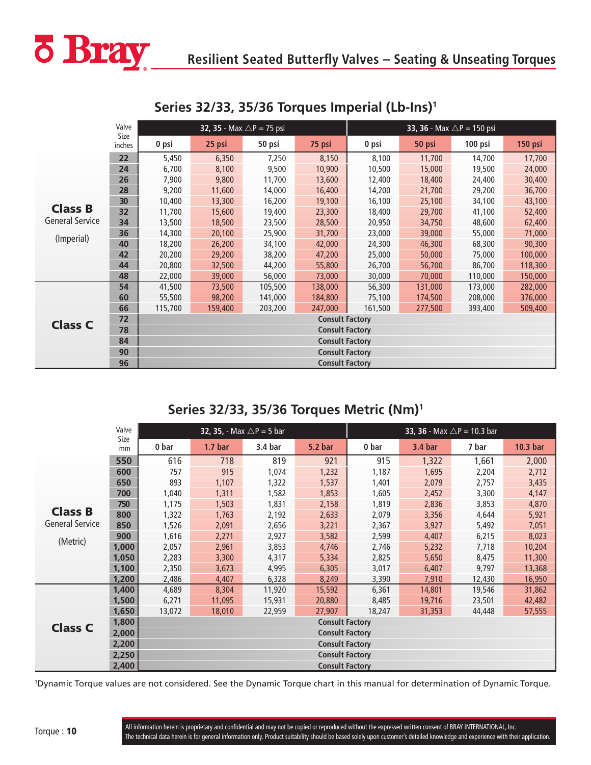## Resilient Seated Butterfly Valves – Seating & Unseating Torques

### Series 32/33, 35/36 Torques Imperial (Lb-Ins)[1]

| | Valve Size inches | 32, 35 - Max △P = 75 psi | | | | 33, 36 - Max △P = 150 psi | | | |
|---|---|---|---|---|---|---|---|---|---|
| | | 0 psi | 25 psi | 50 psi | 75 psi | 0 psi | 50 psi | 100 psi | 150 psi |
| **Class B** General Service (Imperial) | 22 | 5,450 | 6,350 | 7,250 | 8,150 | 8,100 | 11,700 | 14,700 | 17,700 |
| | 24 | 6,700 | 8,100 | 9,500 | 10,900 | 10,500 | 15,000 | 19,500 | 24,000 |
| | 26 | 7,900 | 9,800 | 11,700 | 13,600 | 12,400 | 18,400 | 24,400 | 30,400 |
| | 28 | 9,200 | 11,600 | 14,000 | 16,400 | 14,200 | 21,700 | 29,200 | 36,700 |
| | 30 | 10,400 | 13,300 | 16,200 | 19,100 | 16,100 | 25,100 | 34,100 | 43,100 |
| | 32 | 11,700 | 15,600 | 19,400 | 23,300 | 18,400 | 29,700 | 41,100 | 52,400 |
| | 34 | 13,500 | 18,500 | 23,500 | 28,500 | 20,950 | 34,750 | 48,600 | 62,400 |
| | 36 | 14,300 | 20,100 | 25,900 | 31,700 | 23,000 | 39,000 | 55,000 | 71,000 |
| | 40 | 18,200 | 26,200 | 34,100 | 42,000 | 24,300 | 46,300 | 68,300 | 90,300 |
| | 42 | 20,200 | 29,200 | 38,200 | 47,200 | 25,000 | 50,000 | 75,000 | 100,000 |
| | 44 | 20,800 | 32,500 | 44,200 | 55,800 | 26,700 | 56,700 | 86,700 | 118,300 |
| | 48 | 22,000 | 39,000 | 56,000 | 73,000 | 30,000 | 70,000 | 110,000 | 150,000 |
| **Class C** | 54 | 41,500 | 73,500 | 105,500 | 138,000 | 56,300 | 131,000 | 173,000 | 282,000 |
| | 60 | 55,500 | 98,200 | 141,000 | 184,800 | 75,100 | 174,500 | 208,000 | 376,000 |
| | 66 | 115,700 | 159,400 | 203,200 | 247,000 | 161,500 | 277,500 | 393,400 | 509,400 |
| | 72 | Consult Factory | | | | | | | |
| | 78 | Consult Factory | | | | | | | |
| | 84 | Consult Factory | | | | | | | |
| | 90 | Consult Factory | | | | | | | |
| | 96 | Consult Factory | | | | | | | |

### Series 32/33, 35/36 Torques Metric (Nm)[1]

| | Valve Size mm | 32, 35, - Max △P = 5 bar | | | | 33, 36 - Max △P = 10.3 bar | | | |
|---|---|---|---|---|---|---|---|---|---|
| | | 0 bar | 1.7 bar | 3.4 bar | 5.2 bar | 0 bar | 3.4 bar | 7 bar | 10.3 bar |
| **Class B** General Service (Metric) | 550 | 616 | 718 | 819 | 921 | 915 | 1,322 | 1,661 | 2,000 |
| | 600 | 757 | 915 | 1,074 | 1,232 | 1,187 | 1,695 | 2,204 | 2,712 |
| | 650 | 893 | 1,107 | 1,322 | 1,537 | 1,401 | 2,079 | 2,757 | 3,435 |
| | 700 | 1,040 | 1,311 | 1,582 | 1,853 | 1,605 | 2,452 | 3,300 | 4,147 |
| | 750 | 1,175 | 1,503 | 1,831 | 2,158 | 1,819 | 2,836 | 3,853 | 4,870 |
| | 800 | 1,322 | 1,763 | 2,192 | 2,633 | 2,079 | 3,356 | 4,644 | 5,921 |
| | 850 | 1,526 | 2,091 | 2,656 | 3,221 | 2,367 | 3,927 | 5,492 | 7,051 |
| | 900 | 1,616 | 2,271 | 2,927 | 3,582 | 2,599 | 4,407 | 6,215 | 8,023 |
| | 1,000 | 2,057 | 2,961 | 3,853 | 4,746 | 2,746 | 5,232 | 7,718 | 10,204 |
| | 1,050 | 2,283 | 3,300 | 4,317 | 5,334 | 2,825 | 5,650 | 8,475 | 11,300 |
| | 1,100 | 2,350 | 3,673 | 4,995 | 6,305 | 3,017 | 6,407 | 9,797 | 13,368 |
| | 1,200 | 2,486 | 4,407 | 6,328 | 8,249 | 3,390 | 7,910 | 12,430 | 16,950 |
| **Class C** | 1,400 | 4,689 | 8,304 | 11,920 | 15,592 | 6,361 | 14,801 | 19,546 | 31,862 |
| | 1,500 | 6,271 | 11,095 | 15,931 | 20,880 | 8,485 | 19,716 | 23,501 | 42,482 |
| | 1,650 | 13,072 | 18,010 | 22,959 | 27,907 | 18,247 | 31,353 | 44,448 | 57,555 |
| | 1,800 | Consult Factory | | | | | | | |
| | 2,000 | Consult Factory | | | | | | | |
| | 2,200 | Consult Factory | | | | | | | |
| | 2,250 | Consult Factory | | | | | | | |
| | 2,400 | Consult Factory | | | | | | | |

[1]Dynamic Torque values are not considered. See the Dynamic Torque chart in this manual for determination of Dynamic Torque.

All information herein is proprietary and confidential and may not be copied or reproduced without the expressed written consent of BRAY INTERNATIONAL, Inc. The technical data herein is for general information only. Product suitability should be based solely upon customer's detailed knowledge and experience with their application.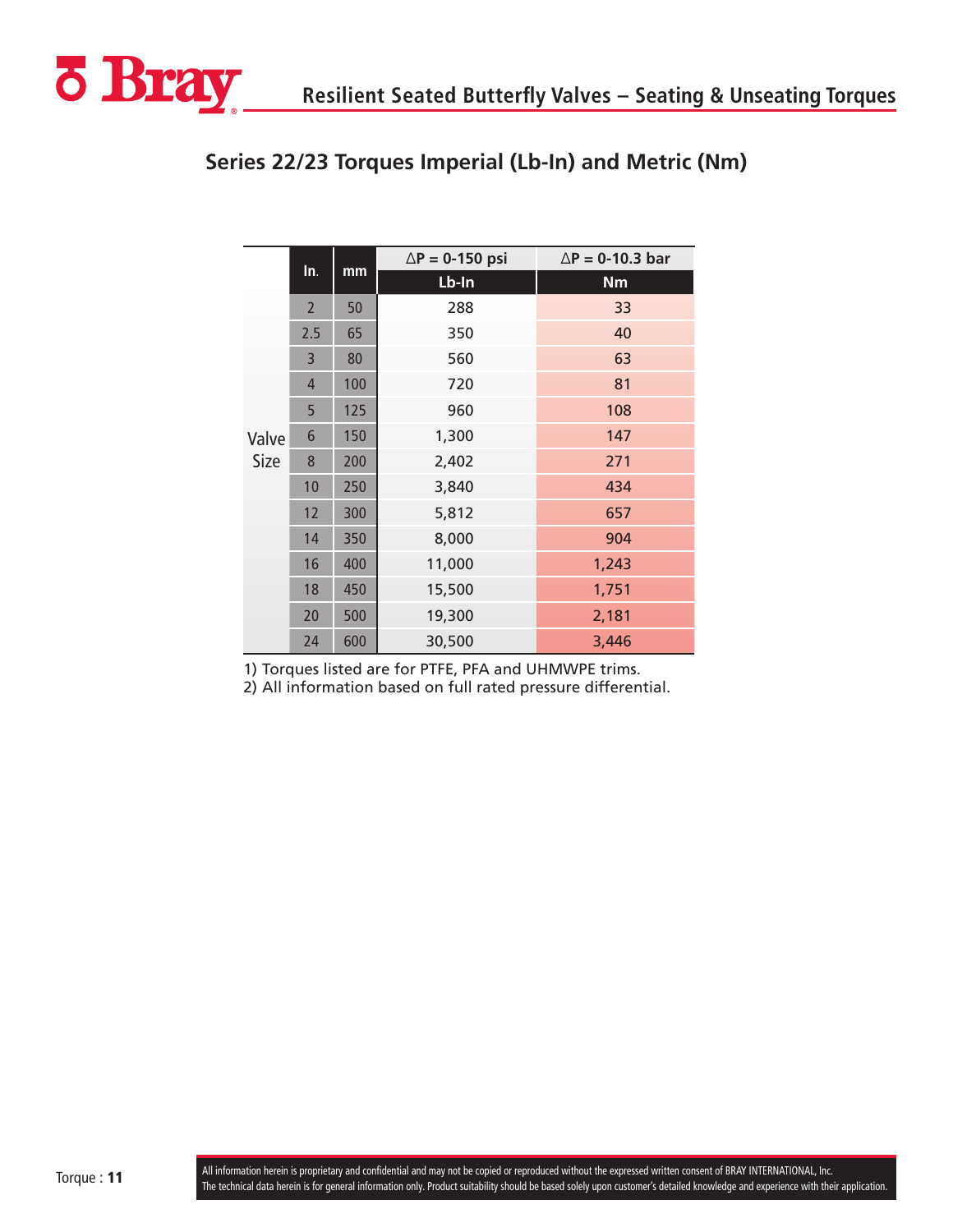## Resilient Seated Butterfly Valves – Seating & Unseating Torques

### Series 22/23 Torques Imperial (Lb-In) and Metric (Nm)

| | In. | mm | ΔP = 0-150 psi | ΔP = 0-10.3 bar |
|---|---|---|---|---|
| | | | Lb-In | Nm |
| Valve Size | 2 | 50 | 288 | 33 |
| | 2.5 | 65 | 350 | 40 |
| | 3 | 80 | 560 | 63 |
| | 4 | 100 | 720 | 81 |
| | 5 | 125 | 960 | 108 |
| | 6 | 150 | 1,300 | 147 |
| | 8 | 200 | 2,402 | 271 |
| | 10 | 250 | 3,840 | 434 |
| | 12 | 300 | 5,812 | 657 |
| | 14 | 350 | 8,000 | 904 |
| | 16 | 400 | 11,000 | 1,243 |
| | 18 | 450 | 15,500 | 1,751 |
| | 20 | 500 | 19,300 | 2,181 |
| | 24 | 600 | 30,500 | 3,446 |

1) Torques listed are for PTFE, PFA and UHMWPE trims.
2) All information based on full rated pressure differential.

All information herein is proprietary and confidential and may not be copied or reproduced without the expressed written consent of BRAY INTERNATIONAL, Inc.
The technical data herein is for general information only. Product suitability should be based solely upon customer's detailed knowledge and experience with their application.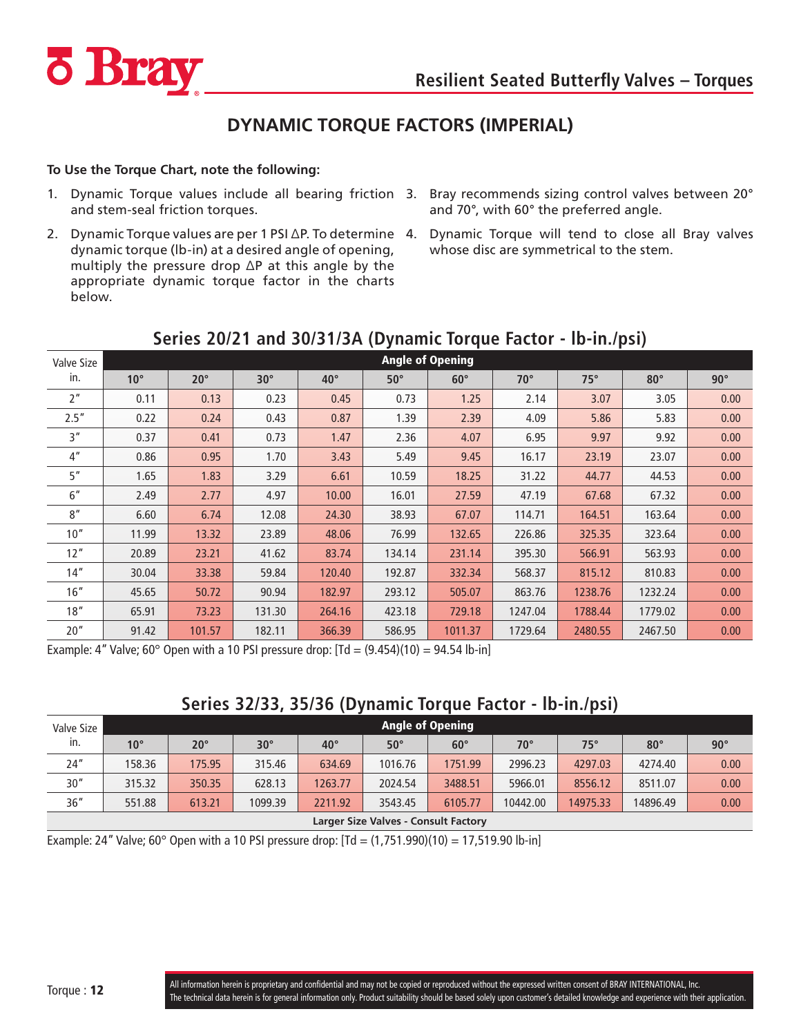## DYNAMIC TORQUE FACTORS (IMPERIAL)

**To Use the Torque Chart, note the following:**

1. Dynamic Torque values include all bearing friction and stem-seal friction torques.
2. Dynamic Torque values are per 1 PSI ΔP. To determine dynamic torque (lb-in) at a desired angle of opening, multiply the pressure drop ΔP at this angle by the appropriate dynamic torque factor in the charts below.
3. Bray recommends sizing control valves between 20° and 70°, with 60° the preferred angle.
4. Dynamic Torque will tend to close all Bray valves whose disc are symmetrical to the stem.

### Series 20/21 and 30/31/3A (Dynamic Torque Factor - lb-in./psi)

| Valve Size in. | Angle of Opening | | | | | | | | | |
|---|---|---|---|---|---|---|---|---|---|---|
| | 10° | 20° | 30° | 40° | 50° | 60° | 70° | 75° | 80° | 90° |
| 2" | 0.11 | 0.13 | 0.23 | 0.45 | 0.73 | 1.25 | 2.14 | 3.07 | 3.05 | 0.00 |
| 2.5" | 0.22 | 0.24 | 0.43 | 0.87 | 1.39 | 2.39 | 4.09 | 5.86 | 5.83 | 0.00 |
| 3" | 0.37 | 0.41 | 0.73 | 1.47 | 2.36 | 4.07 | 6.95 | 9.97 | 9.92 | 0.00 |
| 4" | 0.86 | 0.95 | 1.70 | 3.43 | 5.49 | 9.45 | 16.17 | 23.19 | 23.07 | 0.00 |
| 5" | 1.65 | 1.83 | 3.29 | 6.61 | 10.59 | 18.25 | 31.22 | 44.77 | 44.53 | 0.00 |
| 6" | 2.49 | 2.77 | 4.97 | 10.00 | 16.01 | 27.59 | 47.19 | 67.68 | 67.32 | 0.00 |
| 8" | 6.60 | 6.74 | 12.08 | 24.30 | 38.93 | 67.07 | 114.71 | 164.51 | 163.64 | 0.00 |
| 10" | 11.99 | 13.32 | 23.89 | 48.06 | 76.99 | 132.65 | 226.86 | 325.35 | 323.64 | 0.00 |
| 12" | 20.89 | 23.21 | 41.62 | 83.74 | 134.14 | 231.14 | 395.30 | 566.91 | 563.93 | 0.00 |
| 14" | 30.04 | 33.38 | 59.84 | 120.40 | 192.87 | 332.34 | 568.37 | 815.12 | 810.83 | 0.00 |
| 16" | 45.65 | 50.72 | 90.94 | 182.97 | 293.12 | 505.07 | 863.76 | 1238.76 | 1232.24 | 0.00 |
| 18" | 65.91 | 73.23 | 131.30 | 264.16 | 423.18 | 729.18 | 1247.04 | 1788.44 | 1779.02 | 0.00 |
| 20" | 91.42 | 101.57 | 182.11 | 366.39 | 586.95 | 1011.37 | 1729.64 | 2480.55 | 2467.50 | 0.00 |

Example: 4" Valve; 60° Open with a 10 PSI pressure drop: [Td = (9.454)(10) = 94.54 lb-in]

### Series 32/33, 35/36 (Dynamic Torque Factor - lb-in./psi)

| Valve Size in. | Angle of Opening | | | | | | | | | |
|---|---|---|---|---|---|---|---|---|---|---|
| | 10° | 20° | 30° | 40° | 50° | 60° | 70° | 75° | 80° | 90° |
| 24" | 158.36 | 175.95 | 315.46 | 634.69 | 1016.76 | 1751.99 | 2996.23 | 4297.03 | 4274.40 | 0.00 |
| 30" | 315.32 | 350.35 | 628.13 | 1263.77 | 2024.54 | 3488.51 | 5966.01 | 8556.12 | 8511.07 | 0.00 |
| 36" | 551.88 | 613.21 | 1099.39 | 2211.92 | 3543.45 | 6105.77 | 10442.00 | 14975.33 | 14896.49 | 0.00 |
| **Larger Size Valves - Consult Factory** | | | | | | | | | | |

Example: 24" Valve; 60° Open with a 10 PSI pressure drop: [Td = (1,751.990)(10) = 17,519.90 lb-in]

All information herein is proprietary and confidential and may not be copied or reproduced without the expressed written consent of BRAY INTERNATIONAL, Inc.
The technical data herein is for general information only. Product suitability should be based solely upon customer's detailed knowledge and experience with their application.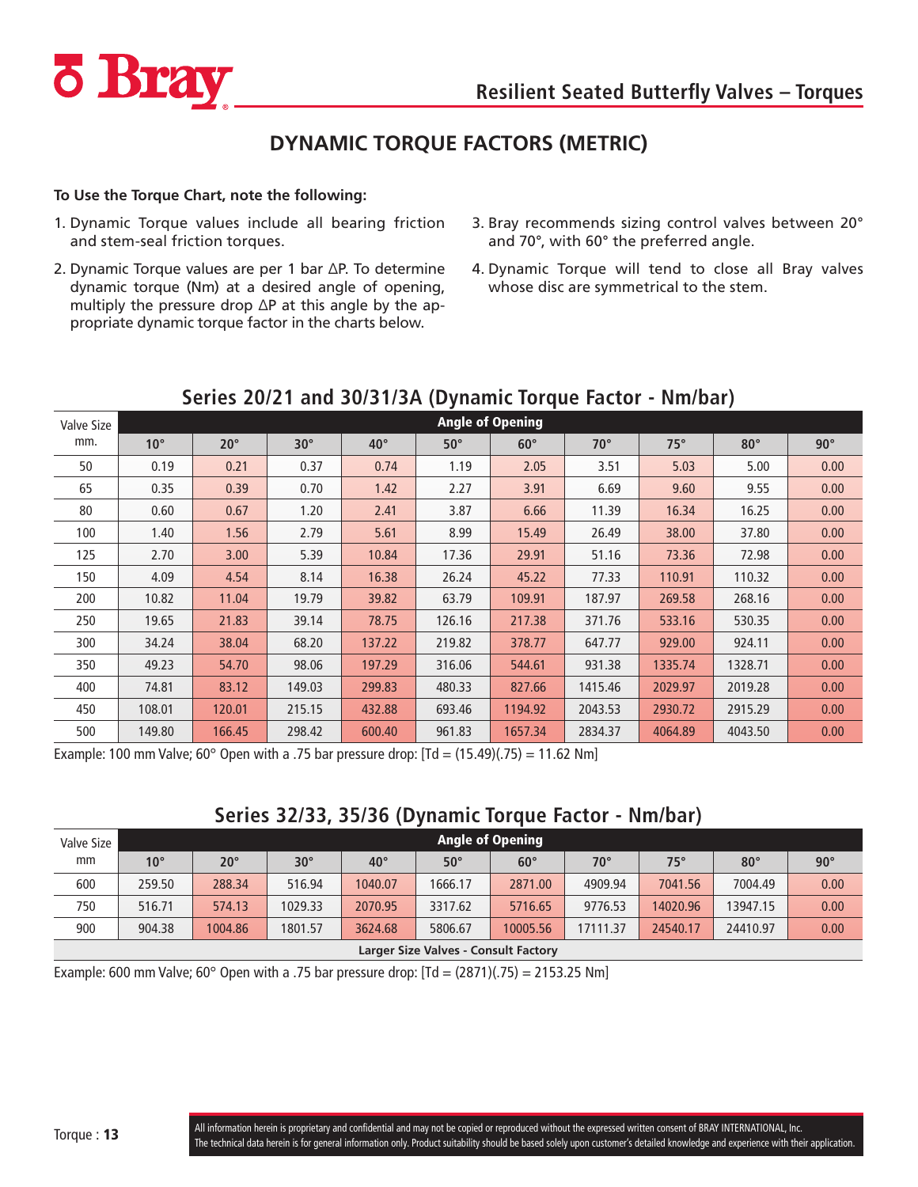# DYNAMIC TORQUE FACTORS (METRIC)

**To Use the Torque Chart, note the following:**

1. Dynamic Torque values include all bearing friction and stem-seal friction torques.
2. Dynamic Torque values are per 1 bar ΔP. To determine dynamic torque (Nm) at a desired angle of opening, multiply the pressure drop ΔP at this angle by the appropriate dynamic torque factor in the charts below.
3. Bray recommends sizing control valves between 20° and 70°, with 60° the preferred angle.
4. Dynamic Torque will tend to close all Bray valves whose disc are symmetrical to the stem.

## Series 20/21 and 30/31/3A (Dynamic Torque Factor - Nm/bar)

| Valve Size mm. | Angle of Opening | | | | | | | | | |
|---|---|---|---|---|---|---|---|---|---|---|
| | 10° | 20° | 30° | 40° | 50° | 60° | 70° | 75° | 80° | 90° |
| 50 | 0.19 | 0.21 | 0.37 | 0.74 | 1.19 | 2.05 | 3.51 | 5.03 | 5.00 | 0.00 |
| 65 | 0.35 | 0.39 | 0.70 | 1.42 | 2.27 | 3.91 | 6.69 | 9.60 | 9.55 | 0.00 |
| 80 | 0.60 | 0.67 | 1.20 | 2.41 | 3.87 | 6.66 | 11.39 | 16.34 | 16.25 | 0.00 |
| 100 | 1.40 | 1.56 | 2.79 | 5.61 | 8.99 | 15.49 | 26.49 | 38.00 | 37.80 | 0.00 |
| 125 | 2.70 | 3.00 | 5.39 | 10.84 | 17.36 | 29.91 | 51.16 | 73.36 | 72.98 | 0.00 |
| 150 | 4.09 | 4.54 | 8.14 | 16.38 | 26.24 | 45.22 | 77.33 | 110.91 | 110.32 | 0.00 |
| 200 | 10.82 | 11.04 | 19.79 | 39.82 | 63.79 | 109.91 | 187.97 | 269.58 | 268.16 | 0.00 |
| 250 | 19.65 | 21.83 | 39.14 | 78.75 | 126.16 | 217.38 | 371.76 | 533.16 | 530.35 | 0.00 |
| 300 | 34.24 | 38.04 | 68.20 | 137.22 | 219.82 | 378.77 | 647.77 | 929.00 | 924.11 | 0.00 |
| 350 | 49.23 | 54.70 | 98.06 | 197.29 | 316.06 | 544.61 | 931.38 | 1335.74 | 1328.71 | 0.00 |
| 400 | 74.81 | 83.12 | 149.03 | 299.83 | 480.33 | 827.66 | 1415.46 | 2029.97 | 2019.28 | 0.00 |
| 450 | 108.01 | 120.01 | 215.15 | 432.88 | 693.46 | 1194.92 | 2043.53 | 2930.72 | 2915.29 | 0.00 |
| 500 | 149.80 | 166.45 | 298.42 | 600.40 | 961.83 | 1657.34 | 2834.37 | 4064.89 | 4043.50 | 0.00 |

Example: 100 mm Valve; 60° Open with a .75 bar pressure drop: [Td = (15.49)(.75) = 11.62 Nm]

## Series 32/33, 35/36 (Dynamic Torque Factor - Nm/bar)

| Valve Size mm | Angle of Opening | | | | | | | | | |
|---|---|---|---|---|---|---|---|---|---|---|
| | 10° | 20° | 30° | 40° | 50° | 60° | 70° | 75° | 80° | 90° |
| 600 | 259.50 | 288.34 | 516.94 | 1040.07 | 1666.17 | 2871.00 | 4909.94 | 7041.56 | 7004.49 | 0.00 |
| 750 | 516.71 | 574.13 | 1029.33 | 2070.95 | 3317.62 | 5716.65 | 9776.53 | 14020.96 | 13947.15 | 0.00 |
| 900 | 904.38 | 1004.86 | 1801.57 | 3624.68 | 5806.67 | 10005.56 | 17111.37 | 24540.17 | 24410.97 | 0.00 |
| **Larger Size Valves - Consult Factory** | | | | | | | | | | |

Example: 600 mm Valve; 60° Open with a .75 bar pressure drop: [Td = (2871)(.75) = 2153.25 Nm]

All information herein is proprietary and confidential and may not be copied or reproduced without the expressed written consent of BRAY INTERNATIONAL, Inc.
The technical data herein is for general information only. Product suitability should be based solely upon customer's detailed knowledge and experience with their application.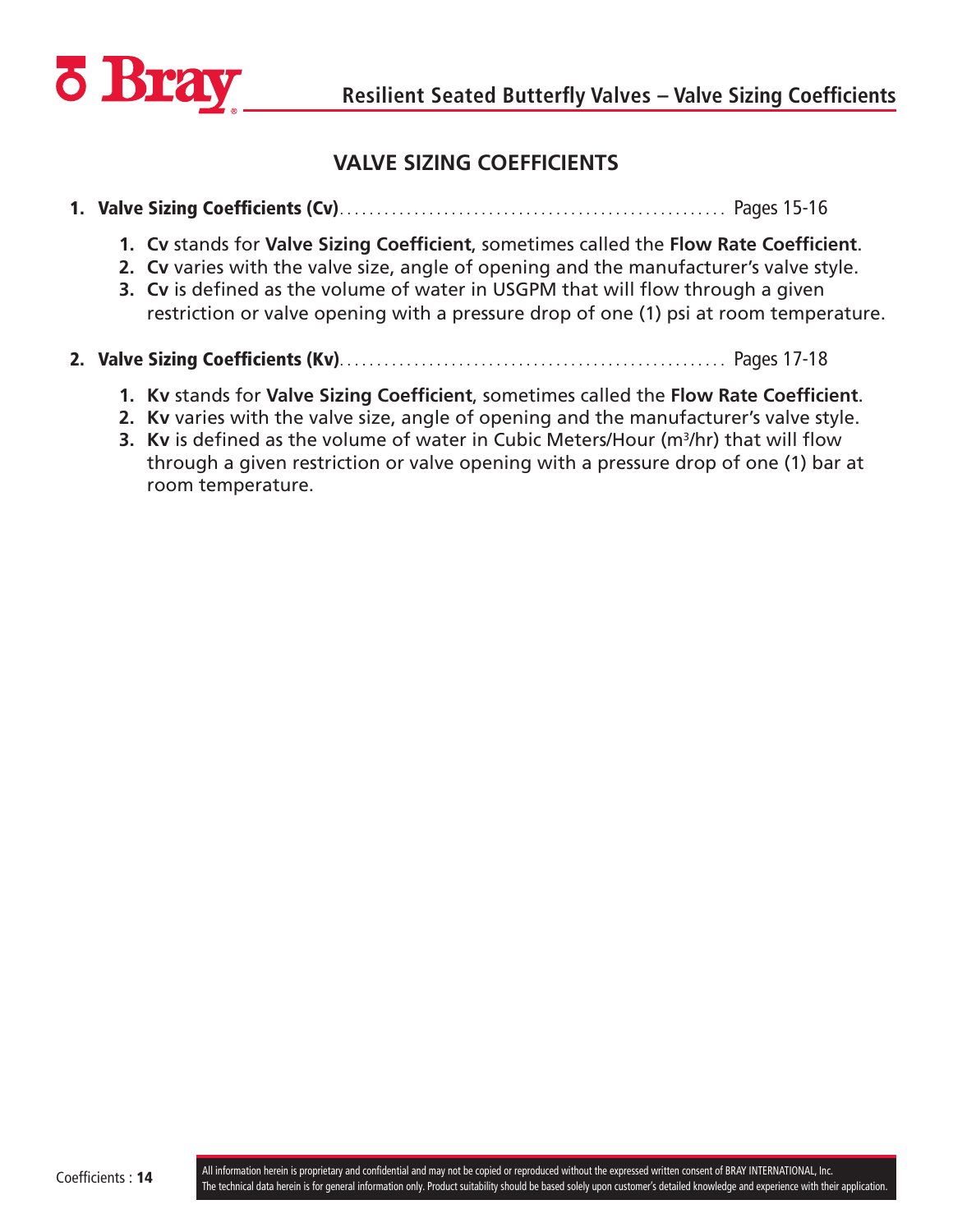## VALVE SIZING COEFFICIENTS

1. **Valve Sizing Coefficients (Cv)**.................................................... Pages 15-16
    1. **Cv** stands for **Valve Sizing Coefficient**, sometimes called the **Flow Rate Coefficient**.
    2. **Cv** varies with the valve size, angle of opening and the manufacturer's valve style.
    3. **Cv** is defined as the volume of water in USGPM that will flow through a given restriction or valve opening with a pressure drop of one (1) psi at room temperature.

2. **Valve Sizing Coefficients (Kv)**.................................................... Pages 17-18
    1. **Kv** stands for **Valve Sizing Coefficient**, sometimes called the **Flow Rate Coefficient**.
    2. **Kv** varies with the valve size, angle of opening and the manufacturer's valve style.
    3. **Kv** is defined as the volume of water in Cubic Meters/Hour ($m^3$/hr) that will flow through a given restriction or valve opening with a pressure drop of one (1) bar at room temperature.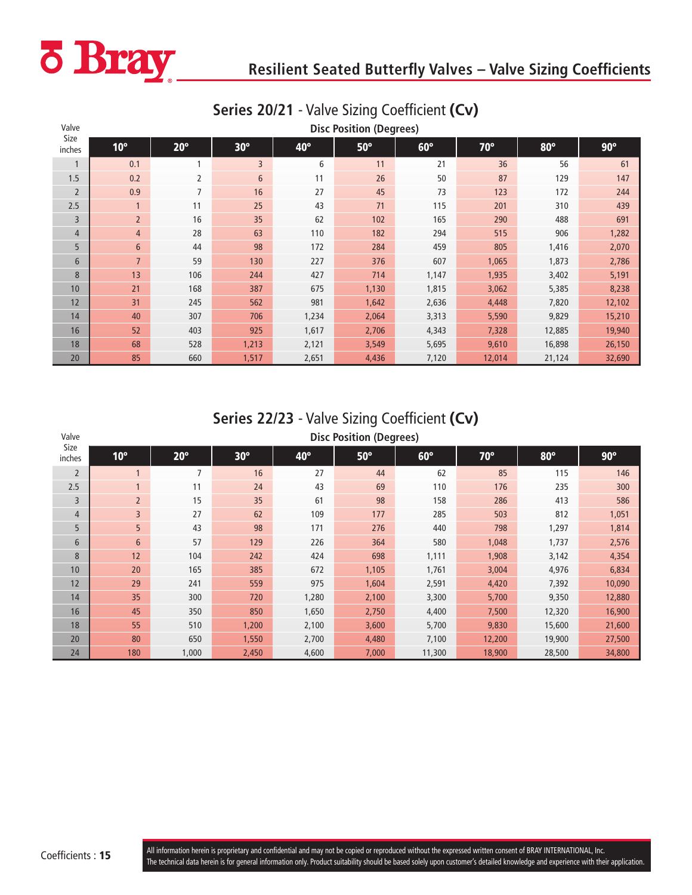# Resilient Seated Butterfly Valves – Valve Sizing Coefficients

## Series 20/21 - Valve Sizing Coefficient (Cv)

| Valve Size inches | Disc Position (Degrees) | | | | | | | | |
|---|---|---|---|---|---|---|---|---|---|
| | 10° | 20° | 30° | 40° | 50° | 60° | 70° | 80° | 90° |
| 1 | 0.1 | 1 | 3 | 6 | 11 | 21 | 36 | 56 | 61 |
| 1.5 | 0.2 | 2 | 6 | 11 | 26 | 50 | 87 | 129 | 147 |
| 2 | 0.9 | 7 | 16 | 27 | 45 | 73 | 123 | 172 | 244 |
| 2.5 | 1 | 11 | 25 | 43 | 71 | 115 | 201 | 310 | 439 |
| 3 | 2 | 16 | 35 | 62 | 102 | 165 | 290 | 488 | 691 |
| 4 | 4 | 28 | 63 | 110 | 182 | 294 | 515 | 906 | 1,282 |
| 5 | 6 | 44 | 98 | 172 | 284 | 459 | 805 | 1,416 | 2,070 |
| 6 | 7 | 59 | 130 | 227 | 376 | 607 | 1,065 | 1,873 | 2,786 |
| 8 | 13 | 106 | 244 | 427 | 714 | 1,147 | 1,935 | 3,402 | 5,191 |
| 10 | 21 | 168 | 387 | 675 | 1,130 | 1,815 | 3,062 | 5,385 | 8,238 |
| 12 | 31 | 245 | 562 | 981 | 1,642 | 2,636 | 4,448 | 7,820 | 12,102 |
| 14 | 40 | 307 | 706 | 1,234 | 2,064 | 3,313 | 5,590 | 9,829 | 15,210 |
| 16 | 52 | 403 | 925 | 1,617 | 2,706 | 4,343 | 7,328 | 12,885 | 19,940 |
| 18 | 68 | 528 | 1,213 | 2,121 | 3,549 | 5,695 | 9,610 | 16,898 | 26,150 |
| 20 | 85 | 660 | 1,517 | 2,651 | 4,436 | 7,120 | 12,014 | 21,124 | 32,690 |

## Series 22/23 - Valve Sizing Coefficient (Cv)

| Valve Size inches | Disc Position (Degrees) | | | | | | | | |
|---|---|---|---|---|---|---|---|---|---|
| | 10° | 20° | 30° | 40° | 50° | 60° | 70° | 80° | 90° |
| 2 | 1 | 7 | 16 | 27 | 44 | 62 | 85 | 115 | 146 |
| 2.5 | 1 | 11 | 24 | 43 | 69 | 110 | 176 | 235 | 300 |
| 3 | 2 | 15 | 35 | 61 | 98 | 158 | 286 | 413 | 586 |
| 4 | 3 | 27 | 62 | 109 | 177 | 285 | 503 | 812 | 1,051 |
| 5 | 5 | 43 | 98 | 171 | 276 | 440 | 798 | 1,297 | 1,814 |
| 6 | 6 | 57 | 129 | 226 | 364 | 580 | 1,048 | 1,737 | 2,576 |
| 8 | 12 | 104 | 242 | 424 | 698 | 1,111 | 1,908 | 3,142 | 4,354 |
| 10 | 20 | 165 | 385 | 672 | 1,105 | 1,761 | 3,004 | 4,976 | 6,834 |
| 12 | 29 | 241 | 559 | 975 | 1,604 | 2,591 | 4,420 | 7,392 | 10,090 |
| 14 | 35 | 300 | 720 | 1,280 | 2,100 | 3,300 | 5,700 | 9,350 | 12,880 |
| 16 | 45 | 350 | 850 | 1,650 | 2,750 | 4,400 | 7,500 | 12,320 | 16,900 |
| 18 | 55 | 510 | 1,200 | 2,100 | 3,600 | 5,700 | 9,830 | 15,600 | 21,600 |
| 20 | 80 | 650 | 1,550 | 2,700 | 4,480 | 7,100 | 12,200 | 19,900 | 27,500 |
| 24 | 180 | 1,000 | 2,450 | 4,600 | 7,000 | 11,300 | 18,900 | 28,500 | 34,800 |

All information herein is proprietary and confidential and may not be copied or reproduced without the expressed written consent of BRAY INTERNATIONAL, Inc.
The technical data herein is for general information only. Product suitability should be based solely upon customer's detailed knowledge and experience with their application.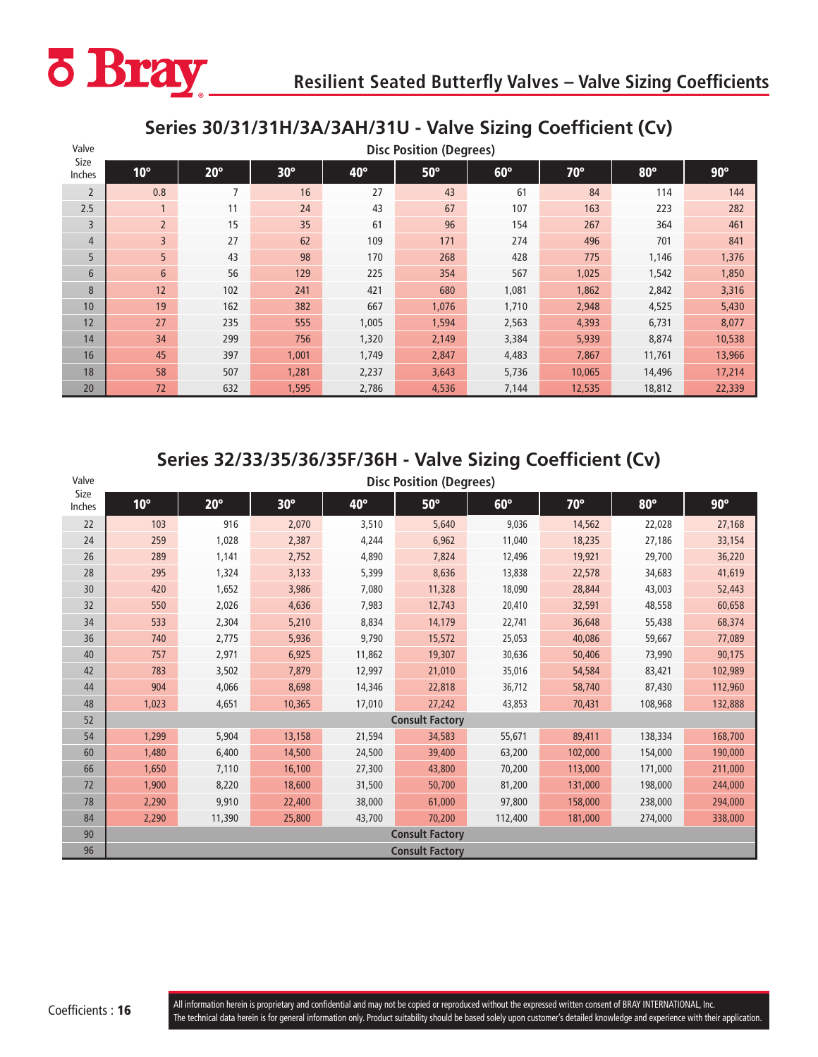# Resilient Seated Butterfly Valves – Valve Sizing Coefficients

## Series 30/31/31H/3A/3AH/31U - Valve Sizing Coefficient (Cv)

| Valve Size Inches | Disc Position (Degrees) | | | | | | | | |
|---|---|---|---|---|---|---|---|---|---|
| | 10° | 20° | 30° | 40° | 50° | 60° | 70° | 80° | 90° |
| 2 | 0.8 | 7 | 16 | 27 | 43 | 61 | 84 | 114 | 144 |
| 2.5 | 1 | 11 | 24 | 43 | 67 | 107 | 163 | 223 | 282 |
| 3 | 2 | 15 | 35 | 61 | 96 | 154 | 267 | 364 | 461 |
| 4 | 3 | 27 | 62 | 109 | 171 | 274 | 496 | 701 | 841 |
| 5 | 5 | 43 | 98 | 170 | 268 | 428 | 775 | 1,146 | 1,376 |
| 6 | 6 | 56 | 129 | 225 | 354 | 567 | 1,025 | 1,542 | 1,850 |
| 8 | 12 | 102 | 241 | 421 | 680 | 1,081 | 1,862 | 2,842 | 3,316 |
| 10 | 19 | 162 | 382 | 667 | 1,076 | 1,710 | 2,948 | 4,525 | 5,430 |
| 12 | 27 | 235 | 555 | 1,005 | 1,594 | 2,563 | 4,393 | 6,731 | 8,077 |
| 14 | 34 | 299 | 756 | 1,320 | 2,149 | 3,384 | 5,939 | 8,874 | 10,538 |
| 16 | 45 | 397 | 1,001 | 1,749 | 2,847 | 4,483 | 7,867 | 11,761 | 13,966 |
| 18 | 58 | 507 | 1,281 | 2,237 | 3,643 | 5,736 | 10,065 | 14,496 | 17,214 |
| 20 | 72 | 632 | 1,595 | 2,786 | 4,536 | 7,144 | 12,535 | 18,812 | 22,339 |

## Series 32/33/35/36/35F/36H - Valve Sizing Coefficient (Cv)

| Valve Size Inches | Disc Position (Degrees) | | | | | | | | |
|---|---|---|---|---|---|---|---|---|---|
| | 10° | 20° | 30° | 40° | 50° | 60° | 70° | 80° | 90° |
| 22 | 103 | 916 | 2,070 | 3,510 | 5,640 | 9,036 | 14,562 | 22,028 | 27,168 |
| 24 | 259 | 1,028 | 2,387 | 4,244 | 6,962 | 11,040 | 18,235 | 27,186 | 33,154 |
| 26 | 289 | 1,141 | 2,752 | 4,890 | 7,824 | 12,496 | 19,921 | 29,700 | 36,220 |
| 28 | 295 | 1,324 | 3,133 | 5,399 | 8,636 | 13,838 | 22,578 | 34,683 | 41,619 |
| 30 | 420 | 1,652 | 3,986 | 7,080 | 11,328 | 18,090 | 28,844 | 43,003 | 52,443 |
| 32 | 550 | 2,026 | 4,636 | 7,983 | 12,743 | 20,410 | 32,591 | 48,558 | 60,658 |
| 34 | 533 | 2,304 | 5,210 | 8,834 | 14,179 | 22,741 | 36,648 | 55,438 | 68,374 |
| 36 | 740 | 2,775 | 5,936 | 9,790 | 15,572 | 25,053 | 40,086 | 59,667 | 77,089 |
| 40 | 757 | 2,971 | 6,925 | 11,862 | 19,307 | 30,636 | 50,406 | 73,990 | 90,175 |
| 42 | 783 | 3,502 | 7,879 | 12,997 | 21,010 | 35,016 | 54,584 | 83,421 | 102,989 |
| 44 | 904 | 4,066 | 8,698 | 14,346 | 22,818 | 36,712 | 58,740 | 87,430 | 112,960 |
| 48 | 1,023 | 4,651 | 10,365 | 17,010 | 27,242 | 43,853 | 70,431 | 108,968 | 132,888 |
| 52 | Consult Factory | | | | | | | | |
| 54 | 1,299 | 5,904 | 13,158 | 21,594 | 34,583 | 55,671 | 89,411 | 138,334 | 168,700 |
| 60 | 1,480 | 6,400 | 14,500 | 24,500 | 39,400 | 63,200 | 102,000 | 154,000 | 190,000 |
| 66 | 1,650 | 7,110 | 16,100 | 27,300 | 43,800 | 70,200 | 113,000 | 171,000 | 211,000 |
| 72 | 1,900 | 8,220 | 18,600 | 31,500 | 50,700 | 81,200 | 131,000 | 198,000 | 244,000 |
| 78 | 2,290 | 9,910 | 22,400 | 38,000 | 61,000 | 97,800 | 158,000 | 238,000 | 294,000 |
| 84 | 2,290 | 11,390 | 25,800 | 43,700 | 70,200 | 112,400 | 181,000 | 274,000 | 338,000 |
| 90 | Consult Factory | | | | | | | | |
| 96 | Consult Factory | | | | | | | | |

All information herein is proprietary and confidential and may not be copied or reproduced without the expressed written consent of BRAY INTERNATIONAL, Inc.
The technical data herein is for general information only. Product suitability should be based solely upon customer's detailed knowledge and experience with their application.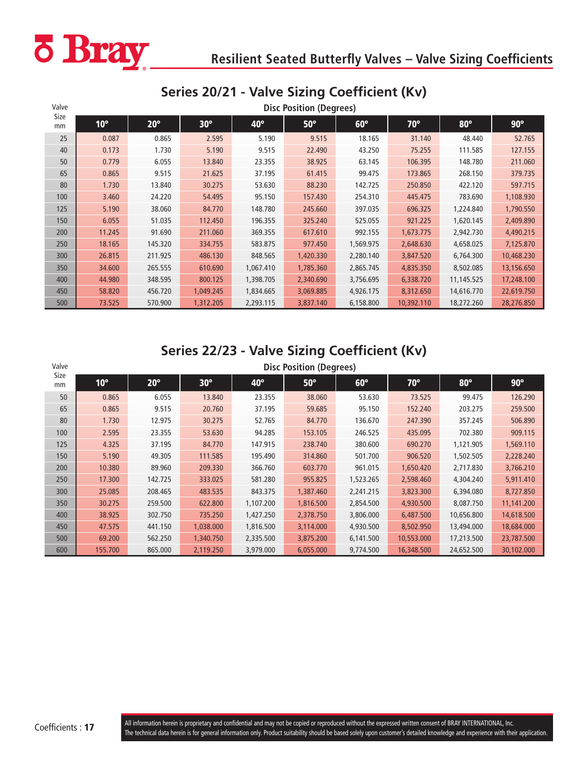# Resilient Seated Butterfly Valves – Valve Sizing Coefficients

## Series 20/21 - Valve Sizing Coefficient (Kv)

| Valve Size mm | Disc Position (Degrees) | | | | | | | | |
|---|---|---|---|---|---|---|---|---|---|
| | 10° | 20° | 30° | 40° | 50° | 60° | 70° | 80° | 90° |
| 25 | 0.087 | 0.865 | 2.595 | 5.190 | 9.515 | 18.165 | 31.140 | 48.440 | 52.765 |
| 40 | 0.173 | 1.730 | 5.190 | 9.515 | 22.490 | 43.250 | 75.255 | 111.585 | 127.155 |
| 50 | 0.779 | 6.055 | 13.840 | 23.355 | 38.925 | 63.145 | 106.395 | 148.780 | 211.060 |
| 65 | 0.865 | 9.515 | 21.625 | 37.195 | 61.415 | 99.475 | 173.865 | 268.150 | 379.735 |
| 80 | 1.730 | 13.840 | 30.275 | 53.630 | 88.230 | 142.725 | 250.850 | 422.120 | 597.715 |
| 100 | 3.460 | 24.220 | 54.495 | 95.150 | 157.430 | 254.310 | 445.475 | 783.690 | 1,108.930 |
| 125 | 5.190 | 38.060 | 84.770 | 148.780 | 245.660 | 397.035 | 696.325 | 1,224.840 | 1,790.550 |
| 150 | 6.055 | 51.035 | 112.450 | 196.355 | 325.240 | 525.055 | 921.225 | 1,620.145 | 2,409.890 |
| 200 | 11.245 | 91.690 | 211.060 | 369.355 | 617.610 | 992.155 | 1,673.775 | 2,942.730 | 4,490.215 |
| 250 | 18.165 | 145.320 | 334.755 | 583.875 | 977.450 | 1,569.975 | 2,648.630 | 4,658.025 | 7,125.870 |
| 300 | 26.815 | 211.925 | 486.130 | 848.565 | 1,420.330 | 2,280.140 | 3,847.520 | 6,764.300 | 10,468.230 |
| 350 | 34.600 | 265.555 | 610.690 | 1,067.410 | 1,785.360 | 2,865.745 | 4,835.350 | 8,502.085 | 13,156.650 |
| 400 | 44.980 | 348.595 | 800.125 | 1,398.705 | 2,340.690 | 3,756.695 | 6,338.720 | 11,145.525 | 17,248.100 |
| 450 | 58.820 | 456.720 | 1,049.245 | 1,834.665 | 3,069.885 | 4,926.175 | 8,312.650 | 14,616.770 | 22,619.750 |
| 500 | 73.525 | 570.900 | 1,312.205 | 2,293.115 | 3,837.140 | 6,158.800 | 10,392.110 | 18,272.260 | 28,276.850 |

## Series 22/23 - Valve Sizing Coefficient (Kv)

| Valve Size mm | Disc Position (Degrees) | | | | | | | | |
|---|---|---|---|---|---|---|---|---|---|
| | 10° | 20° | 30° | 40° | 50° | 60° | 70° | 80° | 90° |
| 50 | 0.865 | 6.055 | 13.840 | 23.355 | 38.060 | 53.630 | 73.525 | 99.475 | 126.290 |
| 65 | 0.865 | 9.515 | 20.760 | 37.195 | 59.685 | 95.150 | 152.240 | 203.275 | 259.500 |
| 80 | 1.730 | 12.975 | 30.275 | 52.765 | 84.770 | 136.670 | 247.390 | 357.245 | 506.890 |
| 100 | 2.595 | 23.355 | 53.630 | 94.285 | 153.105 | 246.525 | 435.095 | 702.380 | 909.115 |
| 125 | 4.325 | 37.195 | 84.770 | 147.915 | 238.740 | 380.600 | 690.270 | 1,121.905 | 1,569.110 |
| 150 | 5.190 | 49.305 | 111.585 | 195.490 | 314.860 | 501.700 | 906.520 | 1,502.505 | 2,228.240 |
| 200 | 10.380 | 89.960 | 209.330 | 366.760 | 603.770 | 961.015 | 1,650.420 | 2,717.830 | 3,766.210 |
| 250 | 17.300 | 142.725 | 333.025 | 581.280 | 955.825 | 1,523.265 | 2,598.460 | 4,304.240 | 5,911.410 |
| 300 | 25.085 | 208.465 | 483.535 | 843.375 | 1,387.460 | 2,241.215 | 3,823.300 | 6,394.080 | 8,727.850 |
| 350 | 30.275 | 259.500 | 622.800 | 1,107.200 | 1,816.500 | 2,854.500 | 4,930.500 | 8,087.750 | 11,141.200 |
| 400 | 38.925 | 302.750 | 735.250 | 1,427.250 | 2,378.750 | 3,806.000 | 6,487.500 | 10,656.800 | 14,618.500 |
| 450 | 47.575 | 441.150 | 1,038.000 | 1,816.500 | 3,114.000 | 4,930.500 | 8,502.950 | 13,494.000 | 18,684.000 |
| 500 | 69.200 | 562.250 | 1,340.750 | 2,335.500 | 3,875.200 | 6,141.500 | 10,553.000 | 17,213.500 | 23,787.500 |
| 600 | 155.700 | 865.000 | 2,119.250 | 3,979.000 | 6,055.000 | 9,774.500 | 16,348.500 | 24,652.500 | 30,102.000 |

All information herein is proprietary and confidential and may not be copied or reproduced without the expressed written consent of BRAY INTERNATIONAL, Inc.
The technical data herein is for general information only. Product suitability should be based solely upon customer's detailed knowledge and experience with their application.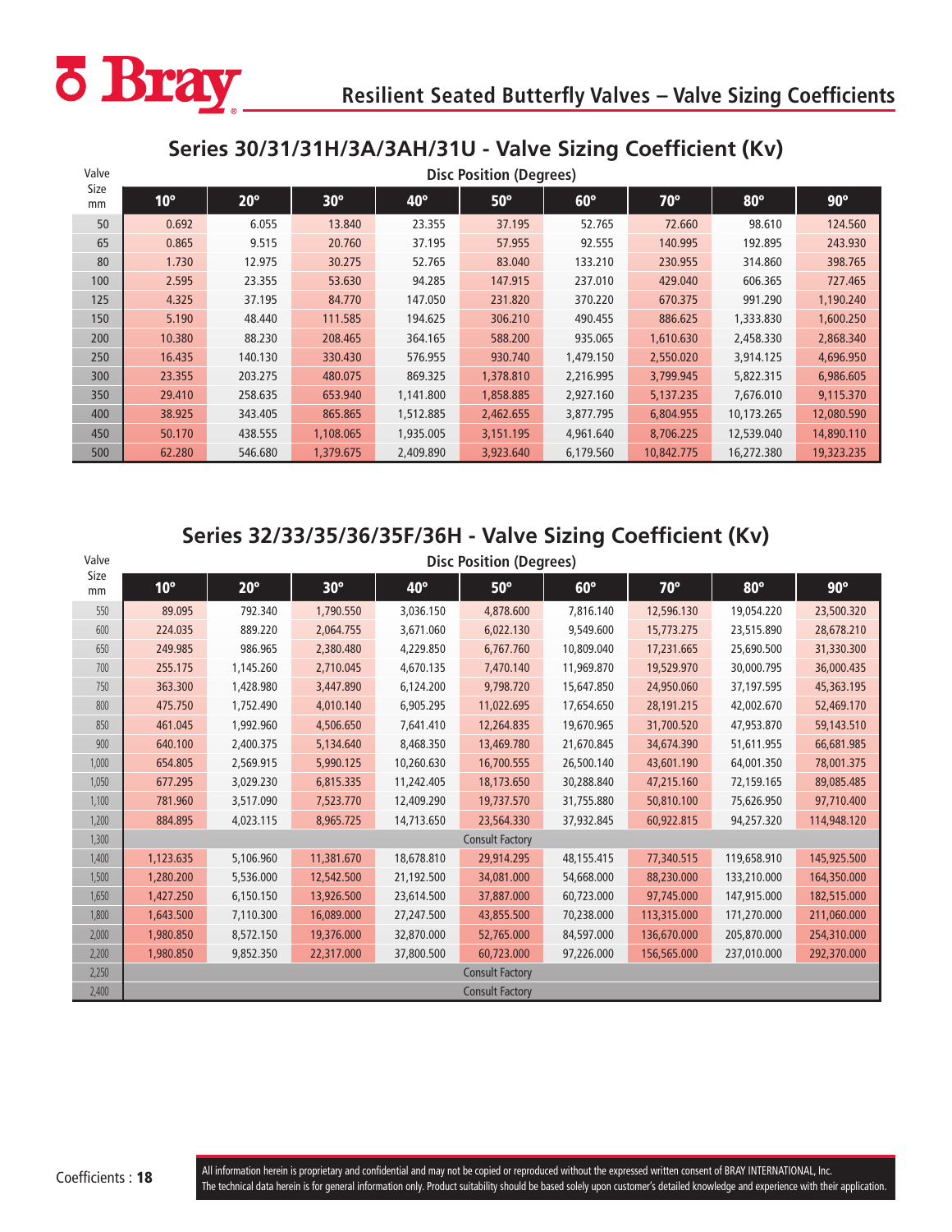# Resilient Seated Butterfly Valves – Valve Sizing Coefficients

## Series 30/31/31H/3A/3AH/31U - Valve Sizing Coefficient (Kv)

| Valve Size mm | Disc Position (Degrees) | | | | | | | | |
|---|---|---|---|---|---|---|---|---|---|
| | 10° | 20° | 30° | 40° | 50° | 60° | 70° | 80° | 90° |
| 50 | 0.692 | 6.055 | 13.840 | 23.355 | 37.195 | 52.765 | 72.660 | 98.610 | 124.560 |
| 65 | 0.865 | 9.515 | 20.760 | 37.195 | 57.955 | 92.555 | 140.995 | 192.895 | 243.930 |
| 80 | 1.730 | 12.975 | 30.275 | 52.765 | 83.040 | 133.210 | 230.955 | 314.860 | 398.765 |
| 100 | 2.595 | 23.355 | 53.630 | 94.285 | 147.915 | 237.010 | 429.040 | 606.365 | 727.465 |
| 125 | 4.325 | 37.195 | 84.770 | 147.050 | 231.820 | 370.220 | 670.375 | 991.290 | 1,190.240 |
| 150 | 5.190 | 48.440 | 111.585 | 194.625 | 306.210 | 490.455 | 886.625 | 1,333.830 | 1,600.250 |
| 200 | 10.380 | 88.230 | 208.465 | 364.165 | 588.200 | 935.065 | 1,610.630 | 2,458.330 | 2,868.340 |
| 250 | 16.435 | 140.130 | 330.430 | 576.955 | 930.740 | 1,479.150 | 2,550.020 | 3,914.125 | 4,696.950 |
| 300 | 23.355 | 203.275 | 480.075 | 869.325 | 1,378.810 | 2,216.995 | 3,799.945 | 5,822.315 | 6,986.605 |
| 350 | 29.410 | 258.635 | 653.940 | 1,141.800 | 1,858.885 | 2,927.160 | 5,137.235 | 7,676.010 | 9,115.370 |
| 400 | 38.925 | 343.405 | 865.865 | 1,512.885 | 2,462.655 | 3,877.795 | 6,804.955 | 10,173.265 | 12,080.590 |
| 450 | 50.170 | 438.555 | 1,108.065 | 1,935.005 | 3,151.195 | 4,961.640 | 8,706.225 | 12,539.040 | 14,890.110 |
| 500 | 62.280 | 546.680 | 1,379.675 | 2,409.890 | 3,923.640 | 6,179.560 | 10,842.775 | 16,272.380 | 19,323.235 |

## Series 32/33/35/36/35F/36H - Valve Sizing Coefficient (Kv)

| Valve Size mm | Disc Position (Degrees) | | | | | | | | |
|---|---|---|---|---|---|---|---|---|---|
| | 10° | 20° | 30° | 40° | 50° | 60° | 70° | 80° | 90° |
| 550 | 89.095 | 792.340 | 1,790.550 | 3,036.150 | 4,878.600 | 7,816.140 | 12,596.130 | 19,054.220 | 23,500.320 |
| 600 | 224.035 | 889.220 | 2,064.755 | 3,671.060 | 6,022.130 | 9,549.600 | 15,773.275 | 23,515.890 | 28,678.210 |
| 650 | 249.985 | 986.965 | 2,380.480 | 4,229.850 | 6,767.760 | 10,809.040 | 17,231.665 | 25,690.500 | 31,330.300 |
| 700 | 255.175 | 1,145.260 | 2,710.045 | 4,670.135 | 7,470.140 | 11,969.870 | 19,529.970 | 30,000.795 | 36,000.435 |
| 750 | 363.300 | 1,428.980 | 3,447.890 | 6,124.200 | 9,798.720 | 15,647.850 | 24,950.060 | 37,197.595 | 45,363.195 |
| 800 | 475.750 | 1,752.490 | 4,010.140 | 6,905.295 | 11,022.695 | 17,654.650 | 28,191.215 | 42,002.670 | 52,469.170 |
| 850 | 461.045 | 1,992.960 | 4,506.650 | 7,641.410 | 12,264.835 | 19,670.965 | 31,700.520 | 47,953.870 | 59,143.510 |
| 900 | 640.100 | 2,400.375 | 5,134.640 | 8,468.350 | 13,469.780 | 21,670.845 | 34,674.390 | 51,611.955 | 66,681.985 |
| 1,000 | 654.805 | 2,569.915 | 5,990.125 | 10,260.630 | 16,700.555 | 26,500.140 | 43,601.190 | 64,001.350 | 78,001.375 |
| 1,050 | 677.295 | 3,029.230 | 6,815.335 | 11,242.405 | 18,173.650 | 30,288.840 | 47,215.160 | 72,159.165 | 89,085.485 |
| 1,100 | 781.960 | 3,517.090 | 7,523.770 | 12,409.290 | 19,737.570 | 31,755.880 | 50,810.100 | 75,626.950 | 97,710.400 |
| 1,200 | 884.895 | 4,023.115 | 8,965.725 | 14,713.650 | 23,564.330 | 37,932.845 | 60,922.815 | 94,257.320 | 114,948.120 |
| 1,300 | Consult Factory | | | | | | | | |
| 1,400 | 1,123.635 | 5,106.960 | 11,381.670 | 18,678.810 | 29,914.295 | 48,155.415 | 77,340.515 | 119,658.910 | 145,925.500 |
| 1,500 | 1,280.200 | 5,536.000 | 12,542.500 | 21,192.500 | 34,081.000 | 54,668.000 | 88,230.000 | 133,210.000 | 164,350.000 |
| 1,650 | 1,427.250 | 6,150.150 | 13,926.500 | 23,614.500 | 37,887.000 | 60,723.000 | 97,745.000 | 147,915.000 | 182,515.000 |
| 1,800 | 1,643.500 | 7,110.300 | 16,089.000 | 27,247.500 | 43,855.500 | 70,238.000 | 113,315.000 | 171,270.000 | 211,060.000 |
| 2,000 | 1,980.850 | 8,572.150 | 19,376.000 | 32,870.000 | 52,765.000 | 84,597.000 | 136,670.000 | 205,870.000 | 254,310.000 |
| 2,200 | 1,980.850 | 9,852.350 | 22,317.000 | 37,800.500 | 60,723.000 | 97,226.000 | 156,565.000 | 237,010.000 | 292,370.000 |
| 2,250 | Consult Factory | | | | | | | | |
| 2,400 | Consult Factory | | | | | | | | |

All information herein is proprietary and confidential and may not be copied or reproduced without the expressed written consent of BRAY INTERNATIONAL, Inc.
The technical data herein is for general information only. Product suitability should be based solely upon customer's detailed knowledge and experience with their application.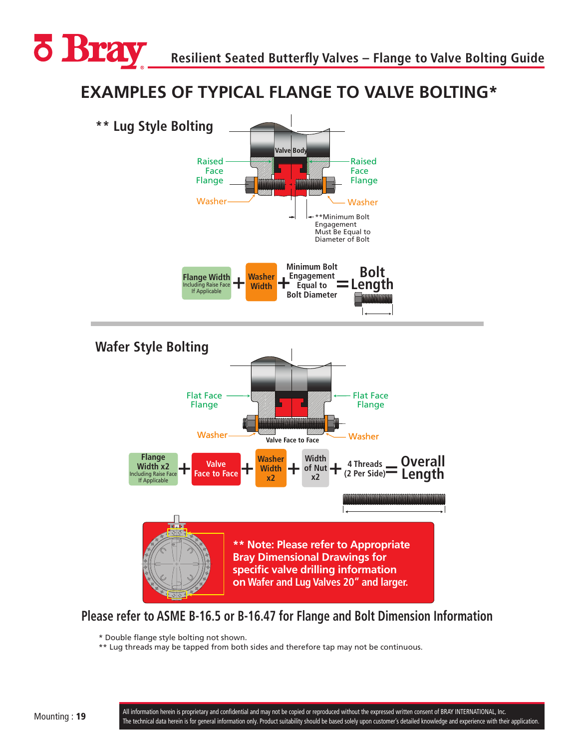# EXAMPLES OF TYPICAL FLANGE TO VALVE BOLTING*

## ** Lug Style Bolting

Valve Body

Raised Face Flange

Raised Face Flange

Washer

Washer

**Minimum Bolt Engagement Must Be Equal to Diameter of Bolt

Flange Width (Including Raise Face If Applicable) + Washer Width + Minimum Bolt Engagement Equal to Bolt Diameter = Bolt Length

## Wafer Style Bolting

Flat Face Flange

Flat Face Flange

Washer

Washer

Valve Face to Face

Flange Width x2 (Including Raise Face If Applicable) + Valve Face to Face + Washer Width x2 + Width of Nut x2 + 4 Threads (2 Per Side) = Overall Length

**** Note: Please refer to Appropriate Bray Dimensional Drawings for specific valve drilling information on Wafer and Lug Valves 20" and larger.**

## Please refer to ASME B-16.5 or B-16.47 for Flange and Bolt Dimension Information

\* Double flange style bolting not shown.

** Lug threads may be tapped from both sides and therefore tap may not be continuous.

All information herein is proprietary and confidential and may not be copied or reproduced without the expressed written consent of BRAY INTERNATIONAL, Inc.
The technical data herein is for general information only. Product suitability should be based solely upon customer's detailed knowledge and experience with their application.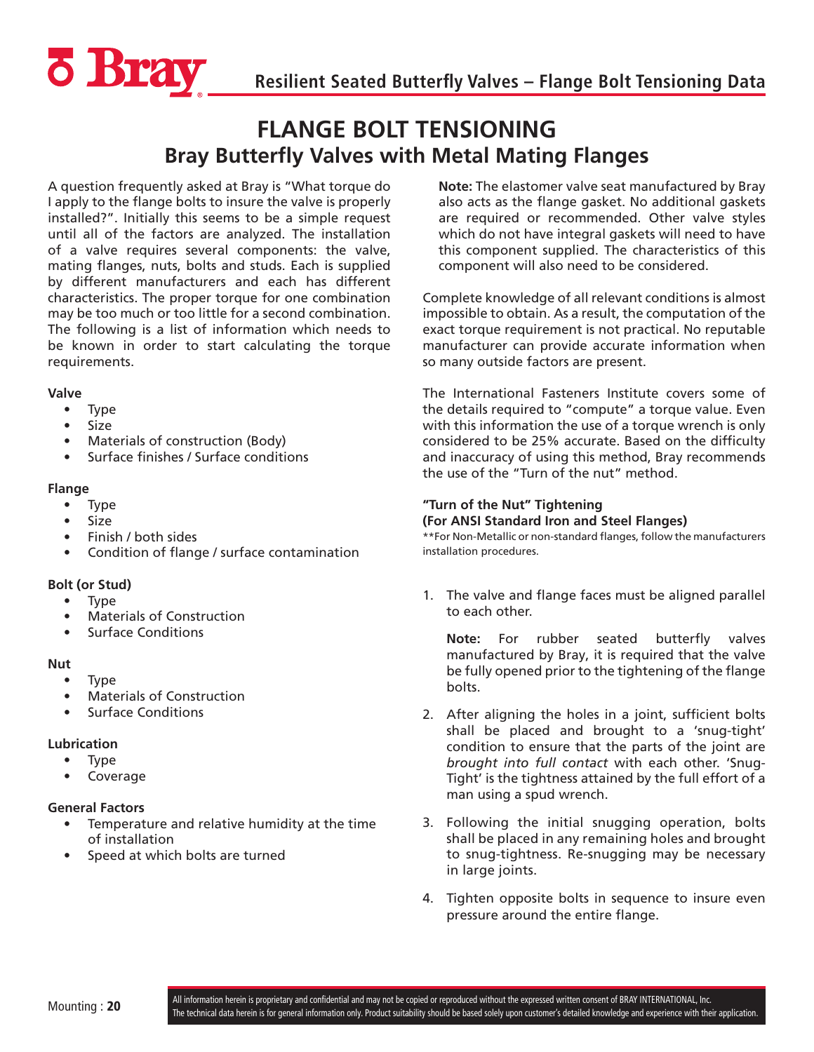# FLANGE BOLT TENSIONING

## Bray Butterfly Valves with Metal Mating Flanges

A question frequently asked at Bray is "What torque do I apply to the flange bolts to insure the valve is properly installed?". Initially this seems to be a simple request until all of the factors are analyzed. The installation of a valve requires several components: the valve, mating flanges, nuts, bolts and studs. Each is supplied by different manufacturers and each has different characteristics. The proper torque for one combination may be too much or too little for a second combination. The following is a list of information which needs to be known in order to start calculating the torque requirements.

**Valve**

- Type
- Size
- Materials of construction (Body)
- Surface finishes / Surface conditions

**Flange**

- Type
- Size
- Finish / both sides
- Condition of flange / surface contamination

**Bolt (or Stud)**

- Type
- Materials of Construction
- Surface Conditions

**Nut**

- Type
- Materials of Construction
- Surface Conditions

**Lubrication**

- Type
- Coverage

**General Factors**

- Temperature and relative humidity at the time of installation
- Speed at which bolts are turned

**Note:** The elastomer valve seat manufactured by Bray also acts as the flange gasket. No additional gaskets are required or recommended. Other valve styles which do not have integral gaskets will need to have this component supplied. The characteristics of this component will also need to be considered.

Complete knowledge of all relevant conditions is almost impossible to obtain. As a result, the computation of the exact torque requirement is not practical. No reputable manufacturer can provide accurate information when so many outside factors are present.

The International Fasteners Institute covers some of the details required to "compute" a torque value. Even with this information the use of a torque wrench is only considered to be 25% accurate. Based on the difficulty and inaccuracy of using this method, Bray recommends the use of the "Turn of the nut" method.

**"Turn of the Nut" Tightening**
**(For ANSI Standard Iron and Steel Flanges)**

**For Non-Metallic or non-standard flanges, follow the manufacturers installation procedures.

1. The valve and flange faces must be aligned parallel to each other.

   **Note:** For rubber seated butterfly valves manufactured by Bray, it is required that the valve be fully opened prior to the tightening of the flange bolts.

2. After aligning the holes in a joint, sufficient bolts shall be placed and brought to a 'snug-tight' condition to ensure that the parts of the joint are *brought into full contact* with each other. 'Snug-Tight' is the tightness attained by the full effort of a man using a spud wrench.

3. Following the initial snugging operation, bolts shall be placed in any remaining holes and brought to snug-tightness. Re-snugging may be necessary in large joints.

4. Tighten opposite bolts in sequence to insure even pressure around the entire flange.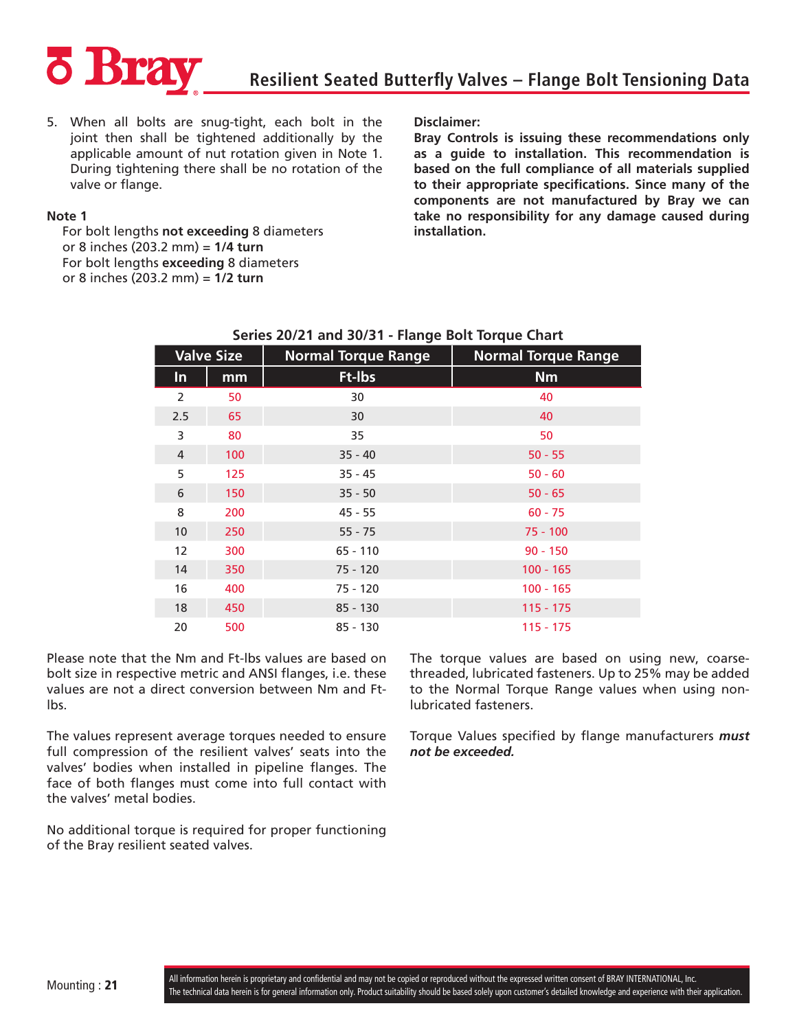5. When all bolts are snug-tight, each bolt in the joint then shall be tightened additionally by the applicable amount of nut rotation given in Note 1. During tightening there shall be no rotation of the valve or flange.

**Note 1**

For bolt lengths **not exceeding** 8 diameters or 8 inches (203.2 mm) = **1/4 turn**
For bolt lengths **exceeding** 8 diameters or 8 inches (203.2 mm) = **1/2 turn**

**Disclaimer:**

**Bray Controls is issuing these recommendations only as a guide to installation. This recommendation is based on the full compliance of all materials supplied to their appropriate specifications. Since many of the components are not manufactured by Bray we can take no responsibility for any damage caused during installation.**

**Series 20/21 and 30/31 - Flange Bolt Torque Chart**

| Valve Size | | Normal Torque Range | Normal Torque Range |
|---|---|---|---|
| In | mm | Ft-lbs | Nm |
| 2 | 50 | 30 | 40 |
| 2.5 | 65 | 30 | 40 |
| 3 | 80 | 35 | 50 |
| 4 | 100 | 35 - 40 | 50 - 55 |
| 5 | 125 | 35 - 45 | 50 - 60 |
| 6 | 150 | 35 - 50 | 50 - 65 |
| 8 | 200 | 45 - 55 | 60 - 75 |
| 10 | 250 | 55 - 75 | 75 - 100 |
| 12 | 300 | 65 - 110 | 90 - 150 |
| 14 | 350 | 75 - 120 | 100 - 165 |
| 16 | 400 | 75 - 120 | 100 - 165 |
| 18 | 450 | 85 - 130 | 115 - 175 |
| 20 | 500 | 85 - 130 | 115 - 175 |

Please note that the Nm and Ft-lbs values are based on bolt size in respective metric and ANSI flanges, i.e. these values are not a direct conversion between Nm and Ft-lbs.

The values represent average torques needed to ensure full compression of the resilient valves' seats into the valves' bodies when installed in pipeline flanges. The face of both flanges must come into full contact with the valves' metal bodies.

No additional torque is required for proper functioning of the Bray resilient seated valves.

The torque values are based on using new, coarse-threaded, lubricated fasteners. Up to 25% may be added to the Normal Torque Range values when using non-lubricated fasteners.

Torque Values specified by flange manufacturers ***must not be exceeded.***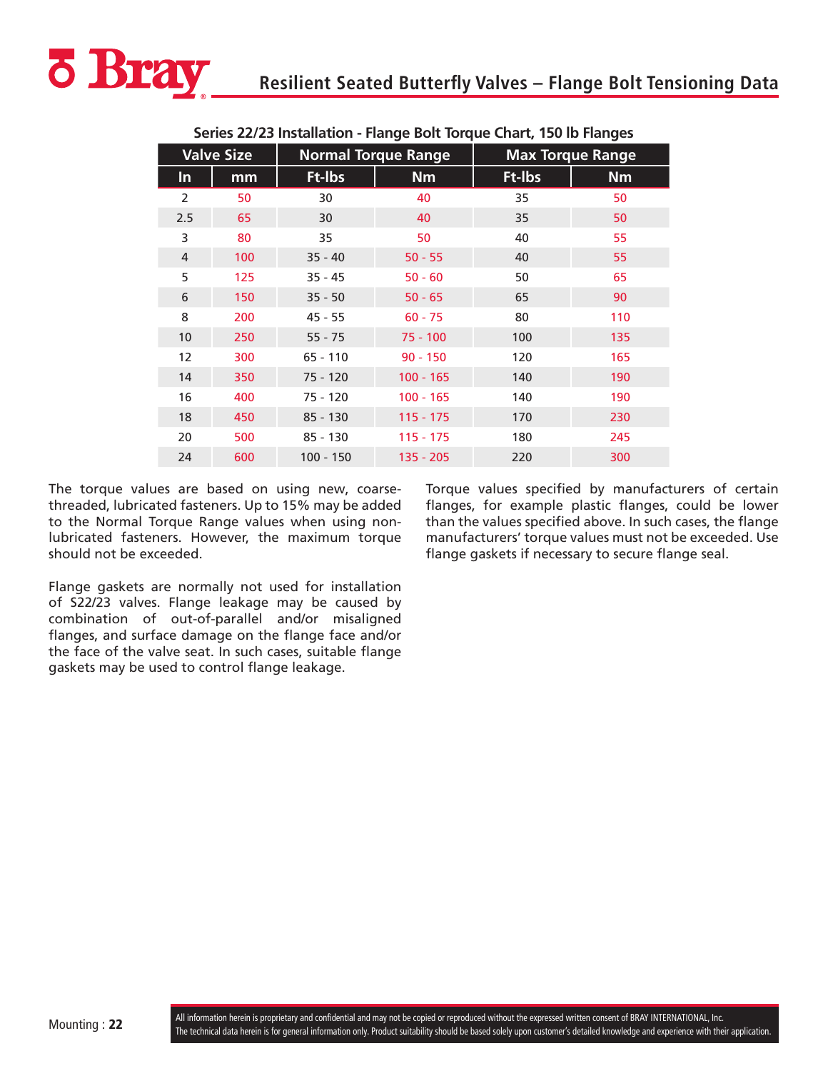# Resilient Seated Butterfly Valves – Flange Bolt Tensioning Data

**Series 22/23 Installation - Flange Bolt Torque Chart, 150 lb Flanges**

| Valve Size | | Normal Torque Range | | Max Torque Range | |
|---|---|---|---|---|---|
| In | mm | Ft-lbs | Nm | Ft-lbs | Nm |
| 2 | 50 | 30 | 40 | 35 | 50 |
| 2.5 | 65 | 30 | 40 | 35 | 50 |
| 3 | 80 | 35 | 50 | 40 | 55 |
| 4 | 100 | 35 - 40 | 50 - 55 | 40 | 55 |
| 5 | 125 | 35 - 45 | 50 - 60 | 50 | 65 |
| 6 | 150 | 35 - 50 | 50 - 65 | 65 | 90 |
| 8 | 200 | 45 - 55 | 60 - 75 | 80 | 110 |
| 10 | 250 | 55 - 75 | 75 - 100 | 100 | 135 |
| 12 | 300 | 65 - 110 | 90 - 150 | 120 | 165 |
| 14 | 350 | 75 - 120 | 100 - 165 | 140 | 190 |
| 16 | 400 | 75 - 120 | 100 - 165 | 140 | 190 |
| 18 | 450 | 85 - 130 | 115 - 175 | 170 | 230 |
| 20 | 500 | 85 - 130 | 115 - 175 | 180 | 245 |
| 24 | 600 | 100 - 150 | 135 - 205 | 220 | 300 |

The torque values are based on using new, coarse-threaded, lubricated fasteners. Up to 15% may be added to the Normal Torque Range values when using non-lubricated fasteners. However, the maximum torque should not be exceeded.

Flange gaskets are normally not used for installation of S22/23 valves. Flange leakage may be caused by combination of out-of-parallel and/or misaligned flanges, and surface damage on the flange face and/or the face of the valve seat. In such cases, suitable flange gaskets may be used to control flange leakage.

Torque values specified by manufacturers of certain flanges, for example plastic flanges, could be lower than the values specified above. In such cases, the flange manufacturers' torque values must not be exceeded. Use flange gaskets if necessary to secure flange seal.

All information herein is proprietary and confidential and may not be copied or reproduced without the expressed written consent of BRAY INTERNATIONAL, Inc.
The technical data herein is for general information only. Product suitability should be based solely upon customer's detailed knowledge and experience with their application.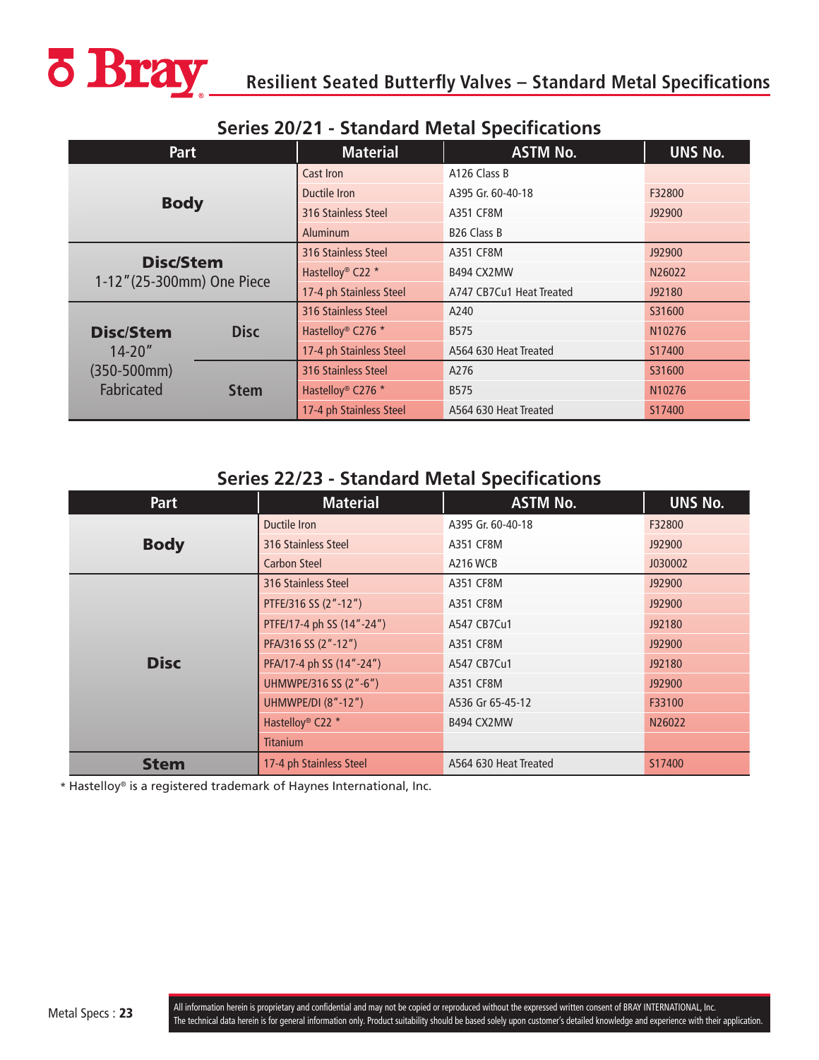# Resilient Seated Butterfly Valves – Standard Metal Specifications

## Series 20/21 - Standard Metal Specifications

| Part | | Material | ASTM No. | UNS No. |
|---|---|---|---|---|
| **Body** | | Cast Iron | A126 Class B | |
| | | Ductile Iron | A395 Gr. 60-40-18 | F32800 |
| | | 316 Stainless Steel | A351 CF8M | J92900 |
| | | Aluminum | B26 Class B | |
| **Disc/Stem** 1-12"(25-300mm) One Piece | | 316 Stainless Steel | A351 CF8M | J92900 |
| | | Hastelloy® C22 * | B494 CX2MW | N26022 |
| | | 17-4 ph Stainless Steel | A747 CB7Cu1 Heat Treated | J92180 |
| **Disc/Stem** 14-20" (350-500mm) Fabricated | **Disc** | 316 Stainless Steel | A240 | S31600 |
| | | Hastelloy® C276 * | B575 | N10276 |
| | | 17-4 ph Stainless Steel | A564 630 Heat Treated | S17400 |
| | **Stem** | 316 Stainless Steel | A276 | S31600 |
| | | Hastelloy® C276 * | B575 | N10276 |
| | | 17-4 ph Stainless Steel | A564 630 Heat Treated | S17400 |

## Series 22/23 - Standard Metal Specifications

| Part | Material | ASTM No. | UNS No. |
|---|---|---|---|
| **Body** | Ductile Iron | A395 Gr. 60-40-18 | F32800 |
| | 316 Stainless Steel | A351 CF8M | J92900 |
| | Carbon Steel | A216 WCB | J030002 |
| **Disc** | 316 Stainless Steel | A351 CF8M | J92900 |
| | PTFE/316 SS (2"-12") | A351 CF8M | J92900 |
| | PTFE/17-4 ph SS (14"-24") | A547 CB7Cu1 | J92180 |
| | PFA/316 SS (2"-12") | A351 CF8M | J92900 |
| | PFA/17-4 ph SS (14"-24") | A547 CB7Cu1 | J92180 |
| | UHMWPE/316 SS (2"-6") | A351 CF8M | J92900 |
| | UHMWPE/DI (8"-12") | A536 Gr 65-45-12 | F33100 |
| | Hastelloy® C22 * | B494 CX2MW | N26022 |
| | Titanium | | |
| **Stem** | 17-4 ph Stainless Steel | A564 630 Heat Treated | S17400 |

* Hastelloy® is a registered trademark of Haynes International, Inc.

All information herein is proprietary and confidential and may not be copied or reproduced without the expressed written consent of BRAY INTERNATIONAL, Inc.
The technical data herein is for general information only. Product suitability should be based solely upon customer's detailed knowledge and experience with their application.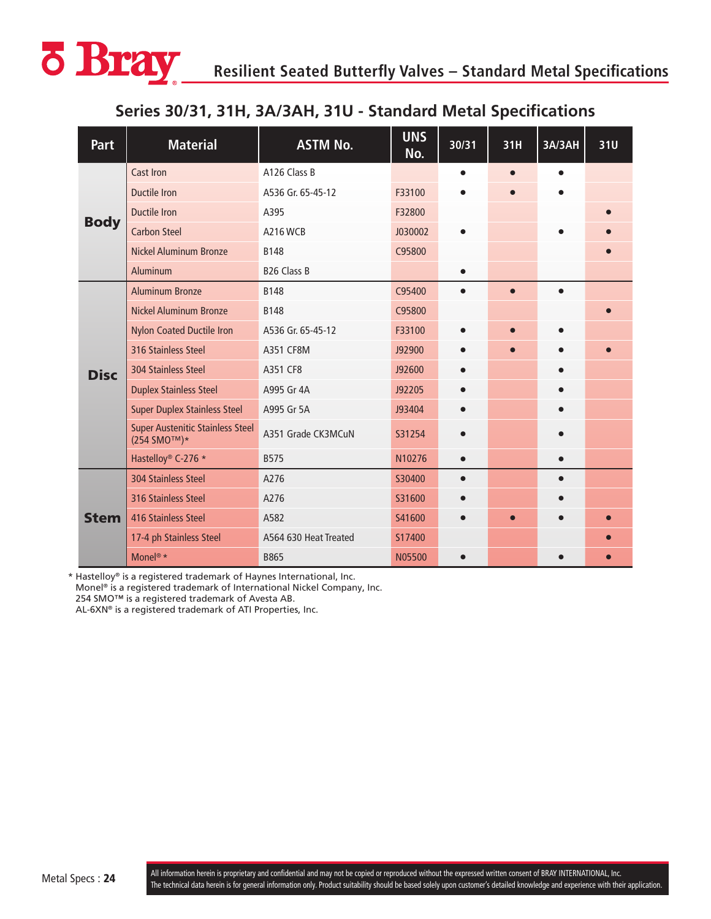## Series 30/31, 31H, 3A/3AH, 31U - Standard Metal Specifications

| Part | Material | ASTM No. | UNS No. | 30/31 | 31H | 3A/3AH | 31U |
|---|---|---|---|---|---|---|---|
| Body | Cast Iron | A126 Class B | | ● | ● | ● | |
| | Ductile Iron | A536 Gr. 65-45-12 | F33100 | ● | ● | ● | |
| | Ductile Iron | A395 | F32800 | | | | ● |
| | Carbon Steel | A216 WCB | J030002 | ● | | ● | ● |
| | Nickel Aluminum Bronze | B148 | C95800 | | | | ● |
| | Aluminum | B26 Class B | | ● | | | |
| Disc | Aluminum Bronze | B148 | C95400 | ● | ● | ● | |
| | Nickel Aluminum Bronze | B148 | C95800 | | | | ● |
| | Nylon Coated Ductile Iron | A536 Gr. 65-45-12 | F33100 | ● | ● | ● | |
| | 316 Stainless Steel | A351 CF8M | J92900 | ● | ● | ● | ● |
| | 304 Stainless Steel | A351 CF8 | J92600 | ● | | ● | |
| | Duplex Stainless Steel | A995 Gr 4A | J92205 | ● | | ● | |
| | Super Duplex Stainless Steel | A995 Gr 5A | J93404 | ● | | ● | |
| | Super Austenitic Stainless Steel (254 SMO™)* | A351 Grade CK3MCuN | S31254 | ● | | ● | |
| | Hastelloy® C-276 * | B575 | N10276 | ● | | ● | |
| Stem | 304 Stainless Steel | A276 | S30400 | ● | | ● | |
| | 316 Stainless Steel | A276 | S31600 | ● | | ● | |
| | 416 Stainless Steel | A582 | S41600 | ● | ● | ● | ● |
| | 17-4 ph Stainless Steel | A564 630 Heat Treated | S17400 | | | | ● |
| | Monel® * | B865 | N05500 | ● | | ● | ● |

\* Hastelloy® is a registered trademark of Haynes International, Inc.
Monel® is a registered trademark of International Nickel Company, Inc.
254 SMO™ is a registered trademark of Avesta AB.
AL-6XN® is a registered trademark of ATI Properties, Inc.

All information herein is proprietary and confidential and may not be copied or reproduced without the expressed written consent of BRAY INTERNATIONAL, Inc.
The technical data herein is for general information only. Product suitability should be based solely upon customer's detailed knowledge and experience with their application.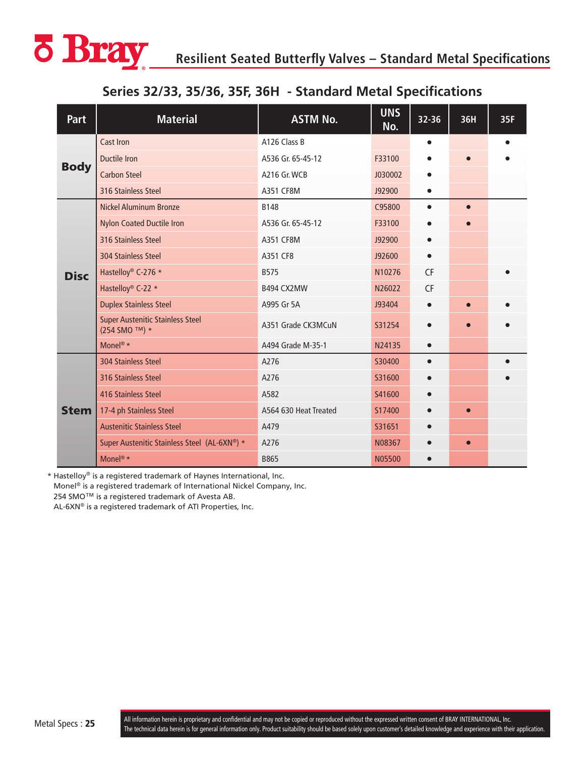## Resilient Seated Butterfly Valves – Standard Metal Specifications

### Series 32/33, 35/36, 35F, 36H - Standard Metal Specifications

| Part | Material | ASTM No. | UNS No. | 32-36 | 36H | 35F |
|---|---|---|---|---|---|---|
| Body | Cast Iron | A126 Class B | | ● | | ● |
| | Ductile Iron | A536 Gr. 65-45-12 | F33100 | ● | ● | ● |
| | Carbon Steel | A216 Gr. WCB | J030002 | ● | | |
| | 316 Stainless Steel | A351 CF8M | J92900 | ● | | |
| Disc | Nickel Aluminum Bronze | B148 | C95800 | ● | ● | |
| | Nylon Coated Ductile Iron | A536 Gr. 65-45-12 | F33100 | ● | ● | |
| | 316 Stainless Steel | A351 CF8M | J92900 | ● | | |
| | 304 Stainless Steel | A351 CF8 | J92600 | ● | | |
| | Hastelloy® C-276 * | B575 | N10276 | CF | | ● |
| | Hastelloy® C-22 * | B494 CX2MW | N26022 | CF | | |
| | Duplex Stainless Steel | A995 Gr 5A | J93404 | ● | ● | ● |
| | Super Austenitic Stainless Steel (254 SMO ™) * | A351 Grade CK3MCuN | S31254 | ● | ● | ● |
| | Monel® * | A494 Grade M-35-1 | N24135 | ● | | |
| Stem | 304 Stainless Steel | A276 | S30400 | ● | | ● |
| | 316 Stainless Steel | A276 | S31600 | ● | | ● |
| | 416 Stainless Steel | A582 | S41600 | ● | | |
| | 17-4 ph Stainless Steel | A564 630 Heat Treated | S17400 | ● | ● | |
| | Austenitic Stainless Steel | A479 | S31651 | ● | | |
| | Super Austenitic Stainless Steel (AL-6XN®) * | A276 | N08367 | ● | ● | |
| | Monel® * | B865 | N05500 | ● | | |

\* Hastelloy® is a registered trademark of Haynes International, Inc.
Monel® is a registered trademark of International Nickel Company, Inc.
254 SMO™ is a registered trademark of Avesta AB.
AL-6XN® is a registered trademark of ATI Properties, Inc.

All information herein is proprietary and confidential and may not be copied or reproduced without the expressed written consent of BRAY INTERNATIONAL, Inc.
The technical data herein is for general information only. Product suitability should be based solely upon customer's detailed knowledge and experience with their application.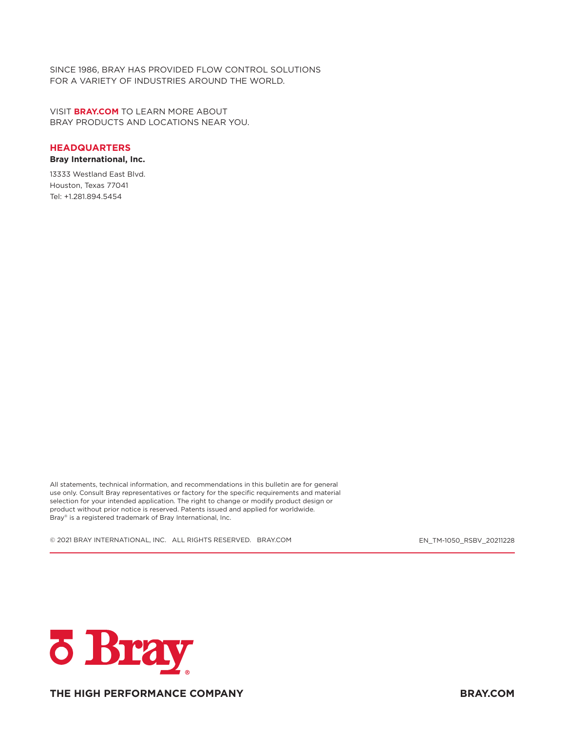SINCE 1986, BRAY HAS PROVIDED FLOW CONTROL SOLUTIONS FOR A VARIETY OF INDUSTRIES AROUND THE WORLD.

VISIT **BRAY.COM** TO LEARN MORE ABOUT BRAY PRODUCTS AND LOCATIONS NEAR YOU.

## HEADQUARTERS

**Bray International, Inc.**

13333 Westland East Blvd.
Houston, Texas 77041
Tel: +1.281.894.5454

All statements, technical information, and recommendations in this bulletin are for general use only. Consult Bray representatives or factory for the specific requirements and material selection for your intended application. The right to change or modify product design or product without prior notice is reserved. Patents issued and applied for worldwide. Bray® is a registered trademark of Bray International, Inc.

© 2021 BRAY INTERNATIONAL, INC. ALL RIGHTS RESERVED. BRAY.COM

EN_TM-1050_RSBV_20211228

Bray®

**THE HIGH PERFORMANCE COMPANY**

**BRAY.COM**